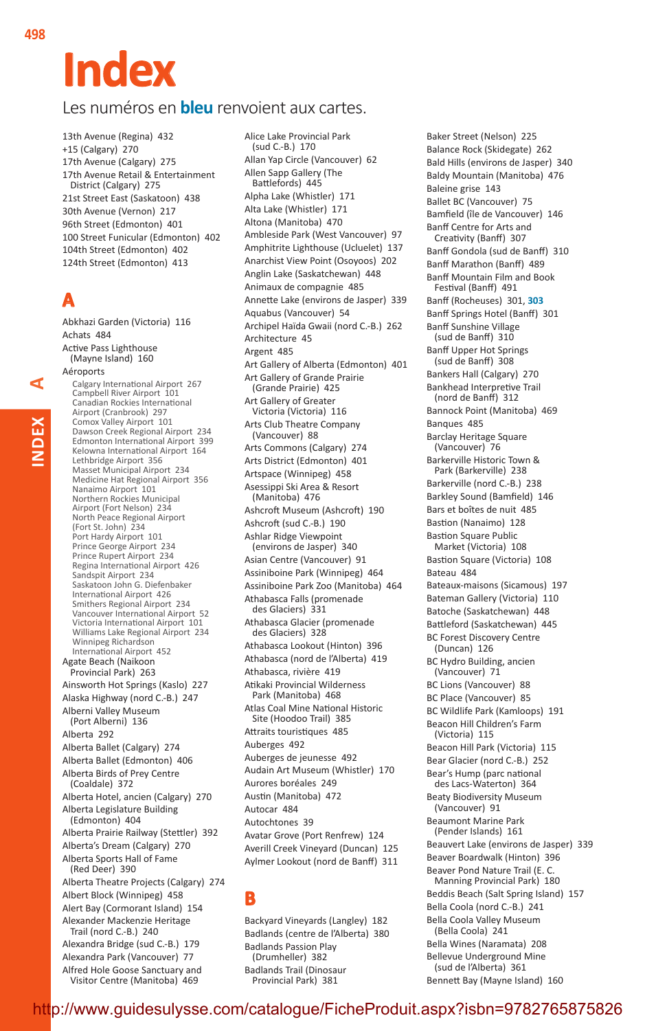# Index

Les numéros en **bleu** renvoient aux cartes.

13th Avenue (Regina) 432
+15 (Calgary) 270
17th Avenue (Calgary) 275
17th Avenue Retail & Entertainment District (Calgary) 275
21st Street East (Saskatoon) 438
30th Avenue (Vernon) 217
96th Street (Edmonton) 401
100 Street Funicular (Edmonton) 402
104th Street (Edmonton) 402
124th Street (Edmonton) 413

## A

Abkhazi Garden (Victoria) 116
Achats 484
Active Pass Lighthouse (Mayne Island) 160
Aéroports
- Calgary International Airport 267
- Campbell River Airport 101
- Canadian Rockies International Airport (Cranbrook) 297
- Comox Valley Airport 101
- Dawson Creek Regional Airport 234
- Edmonton International Airport 399
- Kelowna International Airport 164
- Lethbridge Airport 356
- Masset Municipal Airport 234
- Medicine Hat Regional Airport 356
- Nanaimo Airport 101
- Northern Rockies Municipal Airport (Fort Nelson) 234
- North Peace Regional Airport (Fort St. John) 234
- Port Hardy Airport 101
- Prince George Airport 234
- Prince Rupert Airport 234
- Regina International Airport 426
- Sandspit Airport 234
- Saskatoon John G. Diefenbaker International Airport 426
- Smithers Regional Airport 234
- Vancouver International Airport 52
- Victoria International Airport 101
- Williams Lake Regional Airport 234
- Winnipeg Richardson International Airport 452

Agate Beach (Naikoon Provincial Park) 263
Ainsworth Hot Springs (Kaslo) 227
Alaska Highway (nord C.-B.) 247
Alberni Valley Museum (Port Alberni) 136
Alberta 292
Alberta Ballet (Calgary) 274
Alberta Ballet (Edmonton) 406
Alberta Birds of Prey Centre (Coaldale) 372
Alberta Hotel, ancien (Calgary) 270
Alberta Legislature Building (Edmonton) 404
Alberta Prairie Railway (Stettler) 392
Alberta's Dream (Calgary) 270
Alberta Sports Hall of Fame (Red Deer) 390
Alberta Theatre Projects (Calgary) 274
Albert Block (Winnipeg) 458
Alert Bay (Cormorant Island) 154
Alexander Mackenzie Heritage Trail (nord C.-B.) 240
Alexandra Bridge (sud C.-B.) 179
Alexandra Park (Vancouver) 77
Alfred Hole Goose Sanctuary and Visitor Centre (Manitoba) 469
Alice Lake Provincial Park (sud C.-B.) 170
Allan Yap Circle (Vancouver) 62
Allen Sapp Gallery (The Battlefords) 445
Alpha Lake (Whistler) 171
Alta Lake (Whistler) 171
Altona (Manitoba) 470
Ambleside Park (West Vancouver) 97
Amphitrite Lighthouse (Ucluelet) 137
Anarchist View Point (Osoyoos) 202
Anglin Lake (Saskatchewan) 448
Animaux de compagnie 485
Annette Lake (environs de Jasper) 339
Aquabus (Vancouver) 54
Archipel Haïda Gwaii (nord C.-B.) 262
Architecture 45
Argent 485
Art Gallery of Alberta (Edmonton) 401
Art Gallery of Grande Prairie (Grande Prairie) 425
Art Gallery of Greater Victoria (Victoria) 116
Arts Club Theatre Company (Vancouver) 88
Arts Commons (Calgary) 274
Arts District (Edmonton) 401
Artspace (Winnipeg) 458
Asessippi Ski Area & Resort (Manitoba) 476
Ashcroft Museum (Ashcroft) 190
Ashcroft (sud C.-B.) 190
Ashlar Ridge Viewpoint (environs de Jasper) 340
Asian Centre (Vancouver) 91
Assiniboine Park (Winnipeg) 464
Assiniboine Park Zoo (Manitoba) 464
Athabasca Falls (promenade des Glaciers) 331
Athabasca Glacier (promenade des Glaciers) 328
Athabasca Lookout (Hinton) 396
Athabasca (nord de l'Alberta) 419
Athabasca, rivière 419
Atikaki Provincial Wilderness Park (Manitoba) 468
Atlas Coal Mine National Historic Site (Hoodoo Trail) 385
Attraits touristiques 485
Auberges 492
Auberges de jeunesse 492
Audain Art Museum (Whistler) 170
Aurores boréales 249
Austin (Manitoba) 472
Autocar 484
Autochtones 39
Avatar Grove (Port Renfrew) 124
Averill Creek Vineyard (Duncan) 125
Aylmer Lookout (nord de Banff) 311

## B

Backyard Vineyards (Langley) 182
Badlands (centre de l'Alberta) 380
Badlands Passion Play (Drumheller) 382
Badlands Trail (Dinosaur Provincial Park) 381
Baker Street (Nelson) 225
Balance Rock (Skidegate) 262
Bald Hills (environs de Jasper) 340
Baldy Mountain (Manitoba) 476
Baleine grise 143
Ballet BC (Vancouver) 75
Bamfield (île de Vancouver) 146
Banff Centre for Arts and Creativity (Banff) 307
Banff Gondola (sud de Banff) 310
Banff Marathon (Banff) 489
Banff Mountain Film and Book Festival (Banff) 491
Banff (Rocheuses) 301, **303**
Banff Springs Hotel (Banff) 301
Banff Sunshine Village (sud de Banff) 310
Banff Upper Hot Springs (sud de Banff) 308
Bankers Hall (Calgary) 270
Bankhead Interpretive Trail (nord de Banff) 312
Bannock Point (Manitoba) 469
Banques 485
Barclay Heritage Square (Vancouver) 76
Barkerville Historic Town & Park (Barkerville) 238
Barkerville (nord C.-B.) 238
Barkley Sound (Bamfield) 146
Bars et boîtes de nuit 485
Bastion (Nanaimo) 128
Bastion Square Public Market (Victoria) 108
Bastion Square (Victoria) 108
Bateau 484
Bateaux-maisons (Sicamous) 197
Bateman Gallery (Victoria) 110
Batoche (Saskatchewan) 448
Battleford (Saskatchewan) 445
BC Forest Discovery Centre (Duncan) 126
BC Hydro Building, ancien (Vancouver) 71
BC Lions (Vancouver) 88
BC Place (Vancouver) 85
BC Wildlife Park (Kamloops) 191
Beacon Hill Children's Farm (Victoria) 115
Beacon Hill Park (Victoria) 115
Bear Glacier (nord C.-B.) 252
Bear's Hump (parc national des Lacs-Waterton) 364
Beaty Biodiversity Museum (Vancouver) 91
Beaumont Marine Park (Pender Islands) 161
Beauvert Lake (environs de Jasper) 339
Beaver Boardwalk (Hinton) 396
Beaver Pond Nature Trail (E. C. Manning Provincial Park) 180
Beddis Beach (Salt Spring Island) 157
Bella Coola (nord C.-B.) 241
Bella Coola Valley Museum (Bella Coola) 241
Bella Wines (Naramata) 208
Bellevue Underground Mine (sud de l'Alberta) 361
Bennett Bay (Mayne Island) 160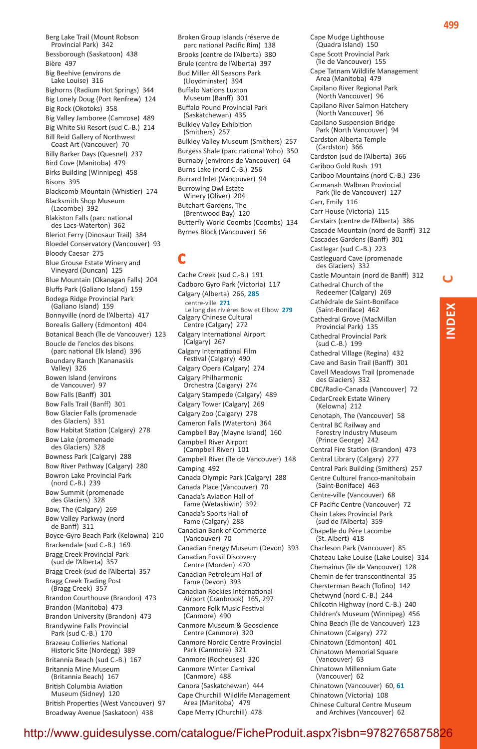Berg Lake Trail (Mount Robson Provincial Park) 342
Bessborough (Saskatoon) 438
Bière 497
Big Beehive (environs de Lake Louise) 316
Bighorns (Radium Hot Springs) 344
Big Lonely Doug (Port Renfrew) 124
Big Rock (Okotoks) 358
Big Valley Jamboree (Camrose) 489
Big White Ski Resort (sud C.-B.) 214
Bill Reid Gallery of Northwest Coast Art (Vancouver) 70
Billy Barker Days (Quesnel) 237
Bird Cove (Manitoba) 479
Birks Building (Winnipeg) 458
Bisons 395
Blackcomb Mountain (Whistler) 174
Blacksmith Shop Museum (Lacombe) 392
Blakiston Falls (parc national des Lacs-Waterton) 362
Bleriot Ferry (Dinosaur Trail) 384
Bloedel Conservatory (Vancouver) 93
Bloody Caesar 275
Blue Grouse Estate Winery and Vineyard (Duncan) 125
Blue Mountain (Okanagan Falls) 204
Bluffs Park (Galiano Island) 159
Bodega Ridge Provincial Park (Galiano Island) 159
Bonnyville (nord de l'Alberta) 417
Borealis Gallery (Edmonton) 404
Botanical Beach (île de Vancouver) 123
Boucle de l'enclos des bisons (parc national Elk Island) 396
Boundary Ranch (Kananaskis Valley) 326
Bowen Island (environs de Vancouver) 97
Bow Falls (Banff) 301
Bow Falls Trail (Banff) 301
Bow Glacier Falls (promenade des Glaciers) 331
Bow Habitat Station (Calgary) 278
Bow Lake (promenade des Glaciers) 328
Bowness Park (Calgary) 288
Bow River Pathway (Calgary) 280
Bowron Lake Provincial Park (nord C.-B.) 239
Bow Summit (promenade des Glaciers) 328
Bow, The (Calgary) 269
Bow Valley Parkway (nord de Banff) 311
Boyce-Gyro Beach Park (Kelowna) 210
Brackendale (sud C.-B.) 169
Bragg Creek Provincial Park (sud de l'Alberta) 357
Bragg Creek (sud de l'Alberta) 357
Bragg Creek Trading Post (Bragg Creek) 357
Brandon Courthouse (Brandon) 473
Brandon (Manitoba) 473
Brandon University (Brandon) 473
Brandywine Falls Provincial Park (sud C.-B.) 170
Brazeau Collieries National Historic Site (Nordegg) 389
Britannia Beach (sud C.-B.) 167
Britannia Mine Museum (Britannia Beach) 167
British Columbia Aviation Museum (Sidney) 120
British Properties (West Vancouver) 97
Broadway Avenue (Saskatoon) 438
Broken Group Islands (réserve de parc national Pacific Rim) 138
Brooks (centre de l'Alberta) 380
Brule (centre de l'Alberta) 397
Bud Miller All Seasons Park (Lloydminster) 394
Buffalo Nations Luxton Museum (Banff) 301
Buffalo Pound Provincial Park (Saskatchewan) 435
Bulkley Valley Exhibition (Smithers) 257
Bulkley Valley Museum (Smithers) 257
Burgess Shale (parc national Yoho) 350
Burnaby (environs de Vancouver) 64
Burns Lake (nord C.-B.) 256
Burrard Inlet (Vancouver) 94
Burrowing Owl Estate Winery (Oliver) 204
Butchart Gardens, The (Brentwood Bay) 120
Butterfly World Coombs (Coombs) 134
Byrnes Block (Vancouver) 56

# C

Cache Creek (sud C.-B.) 191
Cadboro Gyro Park (Victoria) 117
Calgary (Alberta) 266, **285**
- centre-ville **271**
- Le long des rivières Bow et Elbow **279**

Calgary Chinese Cultural Centre (Calgary) 272
Calgary International Airport (Calgary) 267
Calgary International Film Festival (Calgary) 490
Calgary Opera (Calgary) 274
Calgary Philharmonic Orchestra (Calgary) 274
Calgary Stampede (Calgary) 489
Calgary Tower (Calgary) 269
Calgary Zoo (Calgary) 278
Cameron Falls (Waterton) 364
Campbell Bay (Mayne Island) 160
Campbell River Airport (Campbell River) 101
Campbell River (île de Vancouver) 148
Camping 492
Canada Olympic Park (Calgary) 288
Canada Place (Vancouver) 70
Canada's Aviation Hall of Fame (Wetaskiwin) 392
Canada's Sports Hall of Fame (Calgary) 288
Canadian Bank of Commerce (Vancouver) 70
Canadian Energy Museum (Devon) 393
Canadian Fossil Discovery Centre (Morden) 470
Canadian Petroleum Hall of Fame (Devon) 393
Canadian Rockies International Airport (Cranbrook) 165, 297
Canmore Folk Music Festival (Canmore) 490
Canmore Museum & Geoscience Centre (Canmore) 320
Canmore Nordic Centre Provincial Park (Canmore) 321
Canmore (Rocheuses) 320
Canmore Winter Carnival (Canmore) 488
Canora (Saskatchewan) 444
Cape Churchill Wildlife Management Area (Manitoba) 479
Cape Merry (Churchill) 478
Cape Mudge Lighthouse (Quadra Island) 150
Cape Scott Provincial Park (île de Vancouver) 155
Cape Tatnam Wildlife Management Area (Manitoba) 479
Capilano River Regional Park (North Vancouver) 96
Capilano River Salmon Hatchery (North Vancouver) 96
Capilano Suspension Bridge Park (North Vancouver) 94
Cardston Alberta Temple (Cardston) 366
Cardston (sud de l'Alberta) 366
Cariboo Gold Rush 191
Cariboo Mountains (nord C.-B.) 236
Carmanah Walbran Provincial Park (île de Vancouver) 127
Carr, Emily 116
Carr House (Victoria) 115
Carstairs (centre de l'Alberta) 386
Cascade Mountain (nord de Banff) 312
Cascades Gardens (Banff) 301
Castlegar (sud C.-B.) 223
Castleguard Cave (promenade des Glaciers) 332
Castle Mountain (nord de Banff) 312
Cathedral Church of the Redeemer (Calgary) 269
Cathédrale de Saint-Boniface (Saint-Boniface) 462
Cathedral Grove (MacMillan Provincial Park) 135
Cathedral Provincial Park (sud C.-B.) 199
Cathedral Village (Regina) 432
Cave and Basin Trail (Banff) 301
Cavell Meadows Trail (promenade des Glaciers) 332
CBC/Radio-Canada (Vancouver) 72
CedarCreek Estate Winery (Kelowna) 212
Cenotaph, The (Vancouver) 58
Central BC Railway and Forestry Industry Museum (Prince George) 242
Central Fire Station (Brandon) 473
Central Library (Calgary) 277
Central Park Building (Smithers) 257
Centre Culturel franco-manitobain (Saint-Boniface) 463
Centre-ville (Vancouver) 68
CF Pacific Centre (Vancouver) 72
Chain Lakes Provincial Park (sud de l'Alberta) 359
Chapelle du Père Lacombe (St. Albert) 418
Charleson Park (Vancouver) 85
Chateau Lake Louise (Lake Louise) 314
Chemainus (île de Vancouver) 128
Chemin de fer transcontinental 35
Chersterman Beach (Tofino) 142
Chetwynd (nord C.-B.) 244
Chilcotin Highway (nord C.-B.) 240
Children's Museum (Winnipeg) 456
China Beach (île de Vancouver) 123
Chinatown (Calgary) 272
Chinatown (Edmonton) 401
Chinatown Memorial Square (Vancouver) 63
Chinatown Millennium Gate (Vancouver) 62
Chinatown (Vancouver) 60, **61**
Chinatown (Victoria) 108
Chinese Cultural Centre Museum and Archives (Vancouver) 62

http://www.guidesulysse.com/catalogue/FicheProduit.aspx?isbn=9782765875826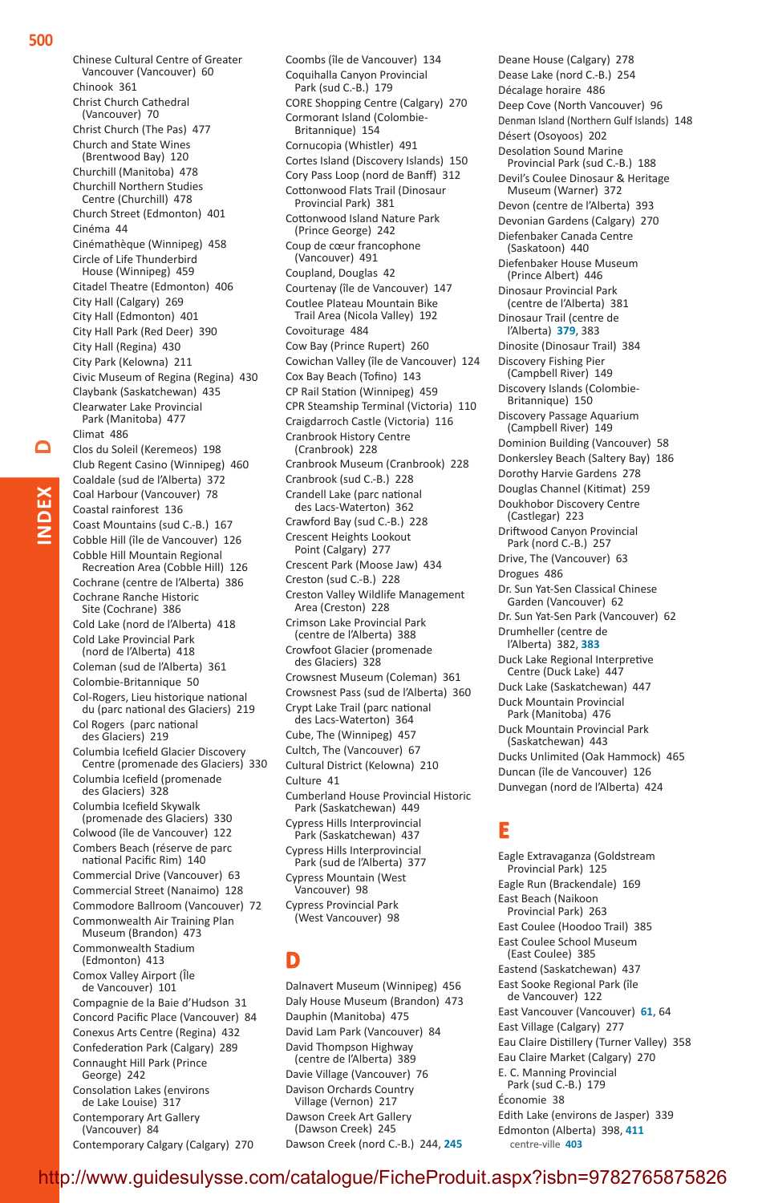Chinese Cultural Centre of Greater Vancouver (Vancouver) 60
Chinook 361
Christ Church Cathedral (Vancouver) 70
Christ Church (The Pas) 477
Church and State Wines (Brentwood Bay) 120
Churchill (Manitoba) 478
Churchill Northern Studies Centre (Churchill) 478
Church Street (Edmonton) 401
Cinéma 44
Cinémathèque (Winnipeg) 458
Circle of Life Thunderbird House (Winnipeg) 459
Citadel Theatre (Edmonton) 406
City Hall (Calgary) 269
City Hall (Edmonton) 401
City Hall Park (Red Deer) 390
City Hall (Regina) 430
City Park (Kelowna) 211
Civic Museum of Regina (Regina) 430
Claybank (Saskatchewan) 435
Clearwater Lake Provincial Park (Manitoba) 477
Climat 486
Clos du Soleil (Keremeos) 198
Club Regent Casino (Winnipeg) 460
Coaldale (sud de l'Alberta) 372
Coal Harbour (Vancouver) 78
Coastal rainforest 136
Coast Mountains (sud C.-B.) 167
Cobble Hill (île de Vancouver) 126
Cobble Hill Mountain Regional Recreation Area (Cobble Hill) 126
Cochrane (centre de l'Alberta) 386
Cochrane Ranche Historic Site (Cochrane) 386
Cold Lake (nord de l'Alberta) 418
Cold Lake Provincial Park (nord de l'Alberta) 418
Coleman (sud de l'Alberta) 361
Colombie-Britannique 50
Col-Rogers, Lieu historique national du (parc national des Glaciers) 219
Col Rogers (parc national des Glaciers) 219
Columbia Icefield Glacier Discovery Centre (promenade des Glaciers) 330
Columbia Icefield (promenade des Glaciers) 328
Columbia Icefield Skywalk (promenade des Glaciers) 330
Colwood (île de Vancouver) 122
Combers Beach (réserve de parc national Pacific Rim) 140
Commercial Drive (Vancouver) 63
Commercial Street (Nanaimo) 128
Commodore Ballroom (Vancouver) 72
Commonwealth Air Training Plan Museum (Brandon) 473
Commonwealth Stadium (Edmonton) 413
Comox Valley Airport (Île de Vancouver) 101
Compagnie de la Baie d'Hudson 31
Concord Pacific Place (Vancouver) 84
Conexus Arts Centre (Regina) 432
Confederation Park (Calgary) 289
Connaught Hill Park (Prince George) 242
Consolation Lakes (environs de Lake Louise) 317
Contemporary Art Gallery (Vancouver) 84
Contemporary Calgary (Calgary) 270
Coombs (île de Vancouver) 134
Coquihalla Canyon Provincial Park (sud C.-B.) 179
CORE Shopping Centre (Calgary) 270
Cormorant Island (Colombie-Britannique) 154
Cornucopia (Whistler) 491
Cortes Island (Discovery Islands) 150
Cory Pass Loop (nord de Banff) 312
Cottonwood Flats Trail (Dinosaur Provincial Park) 381
Cottonwood Island Nature Park (Prince George) 242
Coup de cœur francophone (Vancouver) 491
Coupland, Douglas 42
Courtenay (île de Vancouver) 147
Coutlee Plateau Mountain Bike Trail Area (Nicola Valley) 192
Covoiturage 484
Cow Bay (Prince Rupert) 260
Cowichan Valley (île de Vancouver) 124
Cox Bay Beach (Tofino) 143
CP Rail Station (Winnipeg) 459
CPR Steamship Terminal (Victoria) 110
Craigdarroch Castle (Victoria) 116
Cranbrook History Centre (Cranbrook) 228
Cranbrook Museum (Cranbrook) 228
Cranbrook (sud C.-B.) 228
Crandell Lake (parc national des Lacs-Waterton) 362
Crawford Bay (sud C.-B.) 228
Crescent Heights Lookout Point (Calgary) 277
Crescent Park (Moose Jaw) 434
Creston (sud C.-B.) 228
Creston Valley Wildlife Management Area (Creston) 228
Crimson Lake Provincial Park (centre de l'Alberta) 388
Crowfoot Glacier (promenade des Glaciers) 328
Crowsnest Museum (Coleman) 361
Crowsnest Pass (sud de l'Alberta) 360
Crypt Lake Trail (parc national des Lacs-Waterton) 364
Cube, The (Winnipeg) 457
Cultch, The (Vancouver) 67
Cultural District (Kelowna) 210
Culture 41
Cumberland House Provincial Historic Park (Saskatchewan) 449
Cypress Hills Interprovincial Park (Saskatchewan) 437
Cypress Hills Interprovincial Park (sud de l'Alberta) 377
Cypress Mountain (West Vancouver) 98
Cypress Provincial Park (West Vancouver) 98

# D

Dalnavert Museum (Winnipeg) 456
Daly House Museum (Brandon) 473
Dauphin (Manitoba) 475
David Lam Park (Vancouver) 84
David Thompson Highway (centre de l'Alberta) 389
Davie Village (Vancouver) 76
Davison Orchards Country Village (Vernon) 217
Dawson Creek Art Gallery (Dawson Creek) 245
Dawson Creek (nord C.-B.) 244, **245**
Deane House (Calgary) 278
Dease Lake (nord C.-B.) 254
Décalage horaire 486
Deep Cove (North Vancouver) 96
Denman Island (Northern Gulf Islands) 148
Désert (Osoyoos) 202
Desolation Sound Marine Provincial Park (sud C.-B.) 188
Devil's Coulee Dinosaur & Heritage Museum (Warner) 372
Devon (centre de l'Alberta) 393
Devonian Gardens (Calgary) 270
Diefenbaker Canada Centre (Saskatoon) 440
Diefenbaker House Museum (Prince Albert) 446
Dinosaur Provincial Park (centre de l'Alberta) 381
Dinosaur Trail (centre de l'Alberta) **379**, 383
Dinosite (Dinosaur Trail) 384
Discovery Fishing Pier (Campbell River) 149
Discovery Islands (Colombie-Britannique) 150
Discovery Passage Aquarium (Campbell River) 149
Dominion Building (Vancouver) 58
Donkersley Beach (Saltery Bay) 186
Dorothy Harvie Gardens 278
Douglas Channel (Kitimat) 259
Doukhobor Discovery Centre (Castlegar) 223
Driftwood Canyon Provincial Park (nord C.-B.) 257
Drive, The (Vancouver) 63
Drogues 486
Dr. Sun Yat-Sen Classical Chinese Garden (Vancouver) 62
Dr. Sun Yat-Sen Park (Vancouver) 62
Drumheller (centre de l'Alberta) 382, **383**
Duck Lake Regional Interpretive Centre (Duck Lake) 447
Duck Lake (Saskatchewan) 447
Duck Mountain Provincial Park (Manitoba) 476
Duck Mountain Provincial Park (Saskatchewan) 443
Ducks Unlimited (Oak Hammock) 465
Duncan (île de Vancouver) 126
Dunvegan (nord de l'Alberta) 424

# E

Eagle Extravaganza (Goldstream Provincial Park) 125
Eagle Run (Brackendale) 169
East Beach (Naikoon Provincial Park) 263
East Coulee (Hoodoo Trail) 385
East Coulee School Museum (East Coulee) 385
Eastend (Saskatchewan) 437
East Sooke Regional Park (île de Vancouver) 122
East Vancouver (Vancouver) **61**, 64
East Village (Calgary) 277
Eau Claire Distillery (Turner Valley) 358
Eau Claire Market (Calgary) 270
E. C. Manning Provincial Park (sud C.-B.) 179
Économie 38
Edith Lake (environs de Jasper) 339
Edmonton (Alberta) 398, **411**
centre-ville **403**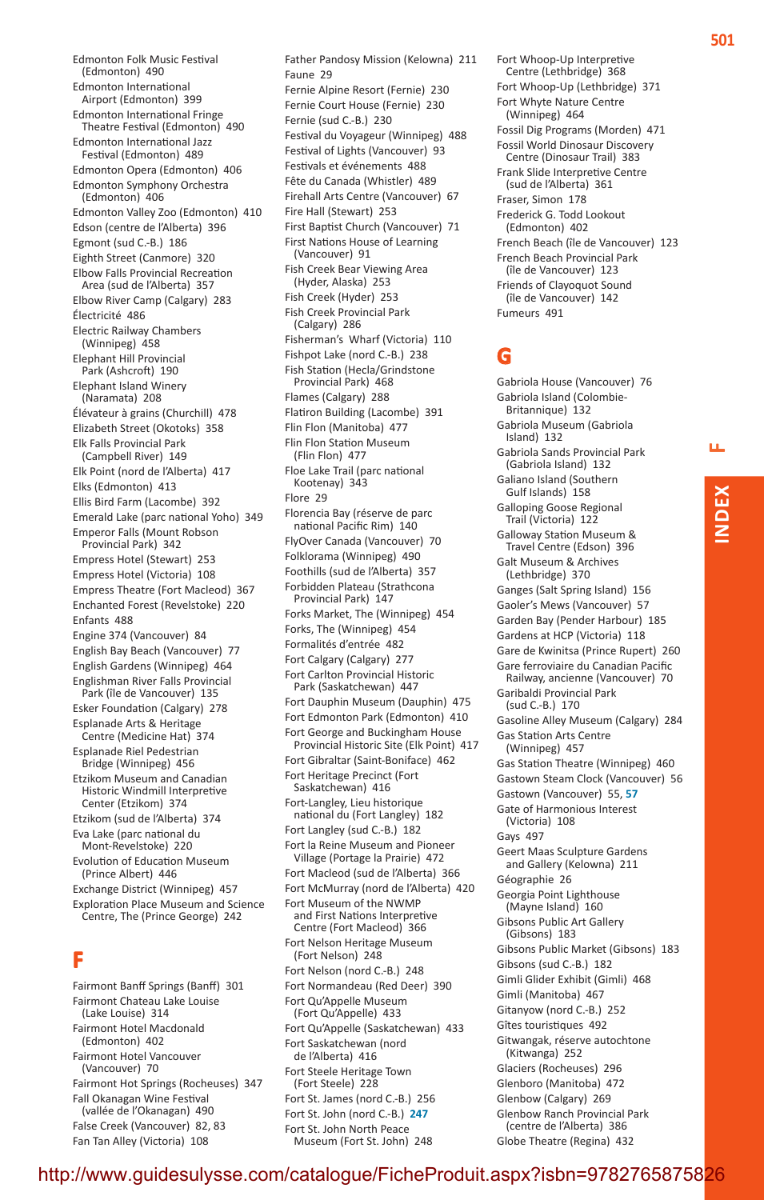Edmonton Folk Music Festival (Edmonton) 490
Edmonton International Airport (Edmonton) 399
Edmonton International Fringe Theatre Festival (Edmonton) 490
Edmonton International Jazz Festival (Edmonton) 489
Edmonton Opera (Edmonton) 406
Edmonton Symphony Orchestra (Edmonton) 406
Edmonton Valley Zoo (Edmonton) 410
Edson (centre de l'Alberta) 396
Egmont (sud C.-B.) 186
Eighth Street (Canmore) 320
Elbow Falls Provincial Recreation Area (sud de l'Alberta) 357
Elbow River Camp (Calgary) 283
Électricité 486
Electric Railway Chambers (Winnipeg) 458
Elephant Hill Provincial Park (Ashcroft) 190
Elephant Island Winery (Naramata) 208
Élévateur à grains (Churchill) 478
Elizabeth Street (Okotoks) 358
Elk Falls Provincial Park (Campbell River) 149
Elk Point (nord de l'Alberta) 417
Elks (Edmonton) 413
Ellis Bird Farm (Lacombe) 392
Emerald Lake (parc national Yoho) 349
Emperor Falls (Mount Robson Provincial Park) 342
Empress Hotel (Stewart) 253
Empress Hotel (Victoria) 108
Empress Theatre (Fort Macleod) 367
Enchanted Forest (Revelstoke) 220
Enfants 488
Engine 374 (Vancouver) 84
English Bay Beach (Vancouver) 77
English Gardens (Winnipeg) 464
Englishman River Falls Provincial Park (île de Vancouver) 135
Esker Foundation (Calgary) 278
Esplanade Arts & Heritage Centre (Medicine Hat) 374
Esplanade Riel Pedestrian Bridge (Winnipeg) 456
Etzikom Museum and Canadian Historic Windmill Interpretive Center (Etzikom) 374
Etzikom (sud de l'Alberta) 374
Eva Lake (parc national du Mont-Revelstoke) 220
Evolution of Education Museum (Prince Albert) 446
Exchange District (Winnipeg) 457
Exploration Place Museum and Science Centre, The (Prince George) 242

# F

Fairmont Banff Springs (Banff) 301
Fairmont Chateau Lake Louise (Lake Louise) 314
Fairmont Hotel Macdonald (Edmonton) 402
Fairmont Hotel Vancouver (Vancouver) 70
Fairmont Hot Springs (Rocheuses) 347
Fall Okanagan Wine Festival (vallée de l'Okanagan) 490
False Creek (Vancouver) 82, 83
Fan Tan Alley (Victoria) 108
Father Pandosy Mission (Kelowna) 211
Faune 29
Fernie Alpine Resort (Fernie) 230
Fernie Court House (Fernie) 230
Fernie (sud C.-B.) 230
Festival du Voyageur (Winnipeg) 488
Festival of Lights (Vancouver) 93
Festivals et événements 488
Fête du Canada (Whistler) 489
Firehall Arts Centre (Vancouver) 67
Fire Hall (Stewart) 253
First Baptist Church (Vancouver) 71
First Nations House of Learning (Vancouver) 91
Fish Creek Bear Viewing Area (Hyder, Alaska) 253
Fish Creek (Hyder) 253
Fish Creek Provincial Park (Calgary) 286
Fisherman's Wharf (Victoria) 110
Fishpot Lake (nord C.-B.) 238
Fish Station (Hecla/Grindstone Provincial Park) 468
Flames (Calgary) 288
Flatiron Building (Lacombe) 391
Flin Flon (Manitoba) 477
Flin Flon Station Museum (Flin Flon) 477
Floe Lake Trail (parc national Kootenay) 343
Flore 29
Florencia Bay (réserve de parc national Pacific Rim) 140
FlyOver Canada (Vancouver) 70
Folklorama (Winnipeg) 490
Foothills (sud de l'Alberta) 357
Forbidden Plateau (Strathcona Provincial Park) 147
Forks Market, The (Winnipeg) 454
Forks, The (Winnipeg) 454
Formalités d'entrée 482
Fort Calgary (Calgary) 277
Fort Carlton Provincial Historic Park (Saskatchewan) 447
Fort Dauphin Museum (Dauphin) 475
Fort Edmonton Park (Edmonton) 410
Fort George and Buckingham House Provincial Historic Site (Elk Point) 417
Fort Gibraltar (Saint-Boniface) 462
Fort Heritage Precinct (Fort Saskatchewan) 416
Fort-Langley, Lieu historique national du (Fort Langley) 182
Fort Langley (sud C.-B.) 182
Fort la Reine Museum and Pioneer Village (Portage la Prairie) 472
Fort Macleod (sud de l'Alberta) 366
Fort McMurray (nord de l'Alberta) 420
Fort Museum of the NWMP and First Nations Interpretive Centre (Fort Macleod) 366
Fort Nelson Heritage Museum (Fort Nelson) 248
Fort Nelson (nord C.-B.) 248
Fort Normandeau (Red Deer) 390
Fort Qu'Appelle Museum (Fort Qu'Appelle) 433
Fort Qu'Appelle (Saskatchewan) 433
Fort Saskatchewan (nord de l'Alberta) 416
Fort Steele Heritage Town (Fort Steele) 228
Fort St. James (nord C.-B.) 256
Fort St. John (nord C.-B.) **247**
Fort St. John North Peace Museum (Fort St. John) 248
Fort Whoop-Up Interpretive Centre (Lethbridge) 368
Fort Whoop-Up (Lethbridge) 371
Fort Whyte Nature Centre (Winnipeg) 464
Fossil Dig Programs (Morden) 471
Fossil World Dinosaur Discovery Centre (Dinosaur Trail) 383
Frank Slide Interpretive Centre (sud de l'Alberta) 361
Fraser, Simon 178
Frederick G. Todd Lookout (Edmonton) 402
French Beach (île de Vancouver) 123
French Beach Provincial Park (île de Vancouver) 123
Friends of Clayoquot Sound (île de Vancouver) 142
Fumeurs 491

# G

Gabriola House (Vancouver) 76
Gabriola Island (Colombie-Britannique) 132
Gabriola Museum (Gabriola Island) 132
Gabriola Sands Provincial Park (Gabriola Island) 132
Galiano Island (Southern Gulf Islands) 158
Galloping Goose Regional Trail (Victoria) 122
Galloway Station Museum & Travel Centre (Edson) 396
Galt Museum & Archives (Lethbridge) 370
Ganges (Salt Spring Island) 156
Gaoler's Mews (Vancouver) 57
Garden Bay (Pender Harbour) 185
Gardens at HCP (Victoria) 118
Gare de Kwinitsa (Prince Rupert) 260
Gare ferroviaire du Canadian Pacific Railway, ancienne (Vancouver) 70
Garibaldi Provincial Park (sud C.-B.) 170
Gasoline Alley Museum (Calgary) 284
Gas Station Arts Centre (Winnipeg) 457
Gas Station Theatre (Winnipeg) 460
Gastown Steam Clock (Vancouver) 56
Gastown (Vancouver) 55, **57**
Gate of Harmonious Interest (Victoria) 108
Gays 497
Geert Maas Sculpture Gardens and Gallery (Kelowna) 211
Géographie 26
Georgia Point Lighthouse (Mayne Island) 160
Gibsons Public Art Gallery (Gibsons) 183
Gibsons Public Market (Gibsons) 183
Gibsons (sud C.-B.) 182
Gimli Glider Exhibit (Gimli) 468
Gimli (Manitoba) 467
Gitanyow (nord C.-B.) 252
Gîtes touristiques 492
Gitwangak, réserve autochtone (Kitwanga) 252
Glaciers (Rocheuses) 296
Glenboro (Manitoba) 472
Glenbow (Calgary) 269
Glenbow Ranch Provincial Park (centre de l'Alberta) 386
Globe Theatre (Regina) 432

http://www.guidesulysse.com/catalogue/FicheProduit.aspx?isbn=9782765875826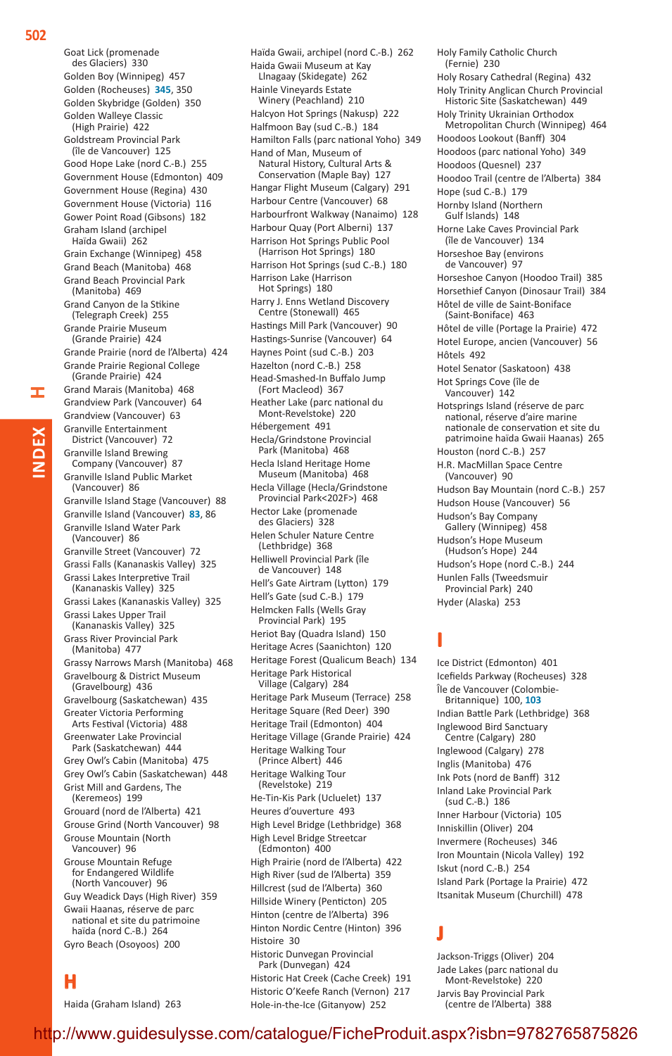Goat Lick (promenade des Glaciers) 330
Golden Boy (Winnipeg) 457
Golden (Rocheuses) **345**, 350
Golden Skybridge (Golden) 350
Golden Walleye Classic (High Prairie) 422
Goldstream Provincial Park (île de Vancouver) 125
Good Hope Lake (nord C.-B.) 255
Government House (Edmonton) 409
Government House (Regina) 430
Government House (Victoria) 116
Gower Point Road (Gibsons) 182
Graham Island (archipel Haïda Gwaii) 262
Grain Exchange (Winnipeg) 458
Grand Beach (Manitoba) 468
Grand Beach Provincial Park (Manitoba) 469
Grand Canyon de la Stikine (Telegraph Creek) 255
Grande Prairie Museum (Grande Prairie) 424
Grande Prairie (nord de l'Alberta) 424
Grande Prairie Regional College (Grande Prairie) 424
Grand Marais (Manitoba) 468
Grandview Park (Vancouver) 64
Grandview (Vancouver) 63
Granville Entertainment District (Vancouver) 72
Granville Island Brewing Company (Vancouver) 87
Granville Island Public Market (Vancouver) 86
Granville Island Stage (Vancouver) 88
Granville Island (Vancouver) **83**, 86
Granville Island Water Park (Vancouver) 86
Granville Street (Vancouver) 72
Grassi Falls (Kananaskis Valley) 325
Grassi Lakes Interpretive Trail (Kananaskis Valley) 325
Grassi Lakes (Kananaskis Valley) 325
Grassi Lakes Upper Trail (Kananaskis Valley) 325
Grass River Provincial Park (Manitoba) 477
Grassy Narrows Marsh (Manitoba) 468
Gravelbourg & District Museum (Gravelbourg) 436
Gravelbourg (Saskatchewan) 435
Greater Victoria Performing Arts Festival (Victoria) 488
Greenwater Lake Provincial Park (Saskatchewan) 444
Grey Owl's Cabin (Manitoba) 475
Grey Owl's Cabin (Saskatchewan) 448
Grist Mill and Gardens, The (Keremeos) 199
Grouard (nord de l'Alberta) 421
Grouse Grind (North Vancouver) 98
Grouse Mountain (North Vancouver) 96
Grouse Mountain Refuge for Endangered Wildlife (North Vancouver) 96
Guy Weadick Days (High River) 359
Gwaii Haanas, réserve de parc national et site du patrimoine haïda (nord C.-B.) 264
Gyro Beach (Osoyoos) 200

# H

Haida (Graham Island) 263
Haïda Gwaii, archipel (nord C.-B.) 262
Haida Gwaii Museum at Kay Llnagaay (Skidegate) 262
Hainle Vineyards Estate Winery (Peachland) 210
Halcyon Hot Springs (Nakusp) 222
Halfmoon Bay (sud C.-B.) 184
Hamilton Falls (parc national Yoho) 349
Hand of Man, Museum of Natural History, Cultural Arts & Conservation (Maple Bay) 127
Hangar Flight Museum (Calgary) 291
Harbour Centre (Vancouver) 68
Harbourfront Walkway (Nanaimo) 128
Harbour Quay (Port Alberni) 137
Harrison Hot Springs Public Pool (Harrison Hot Springs) 180
Harrison Hot Springs (sud C.-B.) 180
Harrison Lake (Harrison Hot Springs) 180
Harry J. Enns Wetland Discovery Centre (Stonewall) 465
Hastings Mill Park (Vancouver) 90
Hastings-Sunrise (Vancouver) 64
Haynes Point (sud C.-B.) 203
Hazelton (nord C.-B.) 258
Head-Smashed-In Buffalo Jump (Fort Macleod) 367
Heather Lake (parc national du Mont-Revelstoke) 220
Hébergement 491
Hecla/Grindstone Provincial Park (Manitoba) 468
Hecla Island Heritage Home Museum (Manitoba) 468
Hecla Village (Hecla/Grindstone Provincial Park<202F>) 468
Hector Lake (promenade des Glaciers) 328
Helen Schuler Nature Centre (Lethbridge) 368
Helliwell Provincial Park (île de Vancouver) 148
Hell's Gate Airtram (Lytton) 179
Hell's Gate (sud C.-B.) 179
Helmcken Falls (Wells Gray Provincial Park) 195
Heriot Bay (Quadra Island) 150
Heritage Acres (Saanichton) 120
Heritage Forest (Qualicum Beach) 134
Heritage Park Historical Village (Calgary) 284
Heritage Park Museum (Terrace) 258
Heritage Square (Red Deer) 390
Heritage Trail (Edmonton) 404
Heritage Village (Grande Prairie) 424
Heritage Walking Tour (Prince Albert) 446
Heritage Walking Tour (Revelstoke) 219
He-Tin-Kis Park (Ucluelet) 137
Heures d'ouverture 493
High Level Bridge (Lethbridge) 368
High Level Bridge Streetcar (Edmonton) 400
High Prairie (nord de l'Alberta) 422
High River (sud de l'Alberta) 359
Hillcrest (sud de l'Alberta) 360
Hillside Winery (Penticton) 205
Hinton (centre de l'Alberta) 396
Hinton Nordic Centre (Hinton) 396
Histoire 30
Historic Dunvegan Provincial Park (Dunvegan) 424
Historic Hat Creek (Cache Creek) 191
Historic O'Keefe Ranch (Vernon) 217
Hole-in-the-Ice (Gitanyow) 252
Holy Family Catholic Church (Fernie) 230
Holy Rosary Cathedral (Regina) 432
Holy Trinity Anglican Church Provincial Historic Site (Saskatchewan) 449
Holy Trinity Ukrainian Orthodox Metropolitan Church (Winnipeg) 464
Hoodoos Lookout (Banff) 304
Hoodoos (parc national Yoho) 349
Hoodoos (Quesnel) 237
Hoodoo Trail (centre de l'Alberta) 384
Hope (sud C.-B.) 179
Hornby Island (Northern Gulf Islands) 148
Horne Lake Caves Provincial Park (île de Vancouver) 134
Horseshoe Bay (environs de Vancouver) 97
Horseshoe Canyon (Hoodoo Trail) 385
Horsethief Canyon (Dinosaur Trail) 384
Hôtel de ville de Saint-Boniface (Saint-Boniface) 463
Hôtel de ville (Portage la Prairie) 472
Hotel Europe, ancien (Vancouver) 56
Hôtels 492
Hotel Senator (Saskatoon) 438
Hot Springs Cove (île de Vancouver) 142
Hotsprings Island (réserve de parc national, réserve d'aire marine nationale de conservation et site du patrimoine haïda Gwaii Haanas) 265
Houston (nord C.-B.) 257
H.R. MacMillan Space Centre (Vancouver) 90
Hudson Bay Mountain (nord C.-B.) 257
Hudson House (Vancouver) 56
Hudson's Bay Company Gallery (Winnipeg) 458
Hudson's Hope Museum (Hudson's Hope) 244
Hudson's Hope (nord C.-B.) 244
Hunlen Falls (Tweedsmuir Provincial Park) 240
Hyder (Alaska) 253

# I

Ice District (Edmonton) 401
Icefields Parkway (Rocheuses) 328
Île de Vancouver (Colombie-Britannique) 100, **103**
Indian Battle Park (Lethbridge) 368
Inglewood Bird Sanctuary Centre (Calgary) 280
Inglewood (Calgary) 278
Inglis (Manitoba) 476
Ink Pots (nord de Banff) 312
Inland Lake Provincial Park (sud C.-B.) 186
Inner Harbour (Victoria) 105
Inniskillin (Oliver) 204
Invermere (Rocheuses) 346
Iron Mountain (Nicola Valley) 192
Iskut (nord C.-B.) 254
Island Park (Portage la Prairie) 472
Itsanitak Museum (Churchill) 478

# J

Jackson-Triggs (Oliver) 204
Jade Lakes (parc national du Mont-Revelstoke) 220
Jarvis Bay Provincial Park (centre de l'Alberta) 388

http://www.guidesulysse.com/catalogue/FicheProduit.aspx?isbn=9782765875826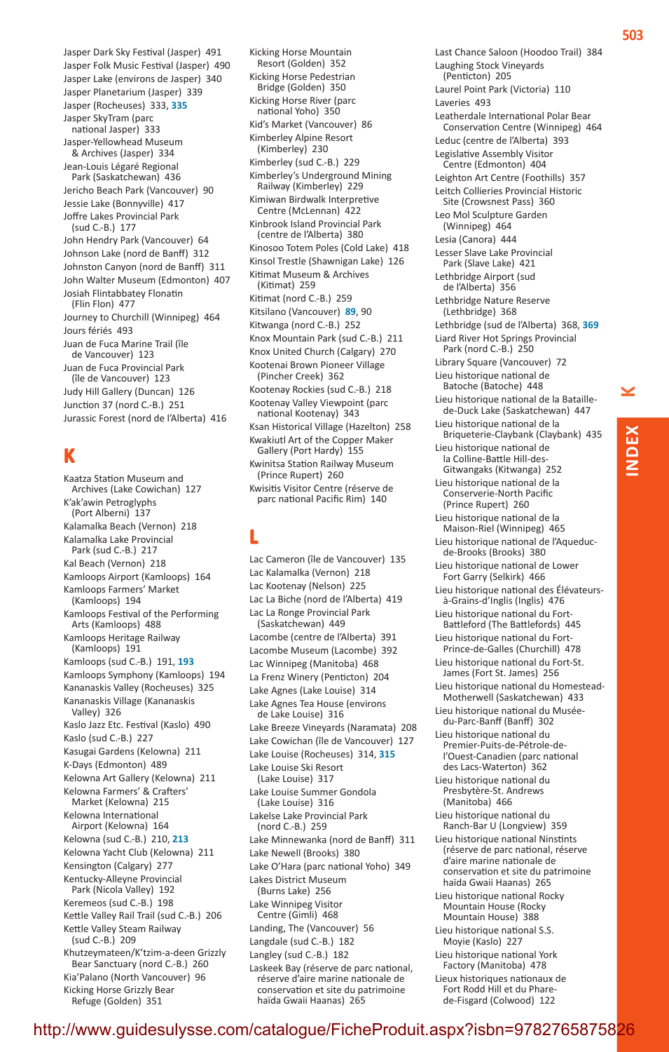Jasper Dark Sky Festival (Jasper) 491
Jasper Folk Music Festival (Jasper) 490
Jasper Lake (environs de Jasper) 340
Jasper Planetarium (Jasper) 339
Jasper (Rocheuses) 333, **335**
Jasper SkyTram (parc national Jasper) 333
Jasper-Yellowhead Museum & Archives (Jasper) 334
Jean-Louis Légaré Regional Park (Saskatchewan) 436
Jericho Beach Park (Vancouver) 90
Jessie Lake (Bonnyville) 417
Joffre Lakes Provincial Park (sud C.-B.) 177
John Hendry Park (Vancouver) 64
Johnson Lake (nord de Banff) 312
Johnston Canyon (nord de Banff) 311
John Walter Museum (Edmonton) 407
Josiah Flintabbatey Flonatin (Flin Flon) 477
Journey to Churchill (Winnipeg) 464
Jours fériés 493
Juan de Fuca Marine Trail (île de Vancouver) 123
Juan de Fuca Provincial Park (île de Vancouver) 123
Judy Hill Gallery (Duncan) 126
Junction 37 (nord C.-B.) 251
Jurassic Forest (nord de l'Alberta) 416

## K

Kaatza Station Museum and Archives (Lake Cowichan) 127
K'ak'awin Petroglyphs (Port Alberni) 137
Kalamalka Beach (Vernon) 218
Kalamalka Lake Provincial Park (sud C.-B.) 217
Kal Beach (Vernon) 218
Kamloops Airport (Kamloops) 164
Kamloops Farmers' Market (Kamloops) 194
Kamloops Festival of the Performing Arts (Kamloops) 488
Kamloops Heritage Railway (Kamloops) 191
Kamloops (sud C.-B.) 191, **193**
Kamloops Symphony (Kamloops) 194
Kananaskis Valley (Rocheuses) 325
Kananaskis Village (Kananaskis Valley) 326
Kaslo Jazz Etc. Festival (Kaslo) 490
Kaslo (sud C.-B.) 227
Kasugai Gardens (Kelowna) 211
K-Days (Edmonton) 489
Kelowna Art Gallery (Kelowna) 211
Kelowna Farmers' & Crafters' Market (Kelowna) 215
Kelowna International Airport (Kelowna) 164
Kelowna (sud C.-B.) 210, **213**
Kelowna Yacht Club (Kelowna) 211
Kensington (Calgary) 277
Kentucky-Alleyne Provincial Park (Nicola Valley) 192
Keremeos (sud C.-B.) 198
Kettle Valley Rail Trail (sud C.-B.) 206
Kettle Valley Steam Railway (sud C.-B.) 209
Khutzeymateen/K'tzim-a-deen Grizzly Bear Sanctuary (nord C.-B.) 260
Kia'Palano (North Vancouver) 96
Kicking Horse Grizzly Bear Refuge (Golden) 351
Kicking Horse Mountain Resort (Golden) 352
Kicking Horse Pedestrian Bridge (Golden) 350
Kicking Horse River (parc national Yoho) 350
Kid's Market (Vancouver) 86
Kimberley Alpine Resort (Kimberley) 230
Kimberley (sud C.-B.) 229
Kimberley's Underground Mining Railway (Kimberley) 229
Kimiwan Birdwalk Interpretive Centre (McLennan) 422
Kinbrook Island Provincial Park (centre de l'Alberta) 380
Kinosoo Totem Poles (Cold Lake) 418
Kinsol Trestle (Shawnigan Lake) 126
Kitimat Museum & Archives (Kitimat) 259
Kitimat (nord C.-B.) 259
Kitsilano (Vancouver) **89**, 90
Kitwanga (nord C.-B.) 252
Knox Mountain Park (sud C.-B.) 211
Knox United Church (Calgary) 270
Kootenai Brown Pioneer Village (Pincher Creek) 362
Kootenay Rockies (sud C.-B.) 218
Kootenay Valley Viewpoint (parc national Kootenay) 343
Ksan Historical Village (Hazelton) 258
Kwakiutl Art of the Copper Maker Gallery (Port Hardy) 155
Kwinitsa Station Railway Museum (Prince Rupert) 260
Kwisitis Visitor Centre (réserve de parc national Pacific Rim) 140

## L

Lac Cameron (île de Vancouver) 135
Lac Kalamalka (Vernon) 218
Lac Kootenay (Nelson) 225
Lac La Biche (nord de l'Alberta) 419
Lac La Ronge Provincial Park (Saskatchewan) 449
Lacombe (centre de l'Alberta) 391
Lacombe Museum (Lacombe) 392
Lac Winnipeg (Manitoba) 468
La Frenz Winery (Penticton) 204
Lake Agnes (Lake Louise) 314
Lake Agnes Tea House (environs de Lake Louise) 316
Lake Breeze Vineyards (Naramata) 208
Lake Cowichan (île de Vancouver) 127
Lake Louise (Rocheuses) 314, **315**
Lake Louise Ski Resort (Lake Louise) 317
Lake Louise Summer Gondola (Lake Louise) 316
Lakelse Lake Provincial Park (nord C.-B.) 259
Lake Minnewanka (nord de Banff) 311
Lake Newell (Brooks) 380
Lake O'Hara (parc national Yoho) 349
Lakes District Museum (Burns Lake) 256
Lake Winnipeg Visitor Centre (Gimli) 468
Landing, The (Vancouver) 56
Langdale (sud C.-B.) 182
Langley (sud C.-B.) 182
Laskeek Bay (réserve de parc national, réserve d'aire marine nationale de conservation et site du patrimoine haïda Gwaii Haanas) 265
Last Chance Saloon (Hoodoo Trail) 384
Laughing Stock Vineyards (Penticton) 205
Laurel Point Park (Victoria) 110
Laveries 493
Leatherdale International Polar Bear Conservation Centre (Winnipeg) 464
Leduc (centre de l'Alberta) 393
Legislative Assembly Visitor Centre (Edmonton) 404
Leighton Art Centre (Foothills) 357
Leitch Collieries Provincial Historic Site (Crowsnest Pass) 360
Leo Mol Sculpture Garden (Winnipeg) 464
Lesia (Canora) 444
Lesser Slave Lake Provincial Park (Slave Lake) 421
Lethbridge Airport (sud de l'Alberta) 356
Lethbridge Nature Reserve (Lethbridge) 368
Lethbridge (sud de l'Alberta) 368, **369**
Liard River Hot Springs Provincial Park (nord C.-B.) 250
Library Square (Vancouver) 72
Lieu historique national de Batoche (Batoche) 448
Lieu historique national de la Bataille-de-Duck Lake (Saskatchewan) 447
Lieu historique national de la Briqueterie-Claybank (Claybank) 435
Lieu historique national de la Colline-Battle Hill-des-Gitwangaks (Kitwanga) 252
Lieu historique national de la Conserverie-North Pacific (Prince Rupert) 260
Lieu historique national de la Maison-Riel (Winnipeg) 465
Lieu historique national de l'Aqueduc-de-Brooks (Brooks) 380
Lieu historique national de Lower Fort Garry (Selkirk) 466
Lieu historique national des Élévateurs-à-Grains-d'Inglis (Inglis) 476
Lieu historique national du Fort-Battleford (The Battlefords) 445
Lieu historique national du Fort-Prince-de-Galles (Churchill) 478
Lieu historique national du Fort-St. James (Fort St. James) 256
Lieu historique national du Homestead-Motherwell (Saskatchewan) 433
Lieu historique national du Musée-du-Parc-Banff (Banff) 302
Lieu historique national du Premier-Puits-de-Pétrole-de-l'Ouest-Canadien (parc national des Lacs-Waterton) 362
Lieu historique national du Presbytère-St. Andrews (Manitoba) 466
Lieu historique national du Ranch-Bar U (Longview) 359
Lieu historique national Ninstints (réserve de parc national, réserve d'aire marine nationale de conservation et site du patrimoine haïda Gwaii Haanas) 265
Lieu historique national Rocky Mountain House (Rocky Mountain House) 388
Lieu historique national S.S. Moyie (Kaslo) 227
Lieu historique national York Factory (Manitoba) 478
Lieux historiques nationaux de Fort Rodd Hill et du Phare-de-Fisgard (Colwood) 122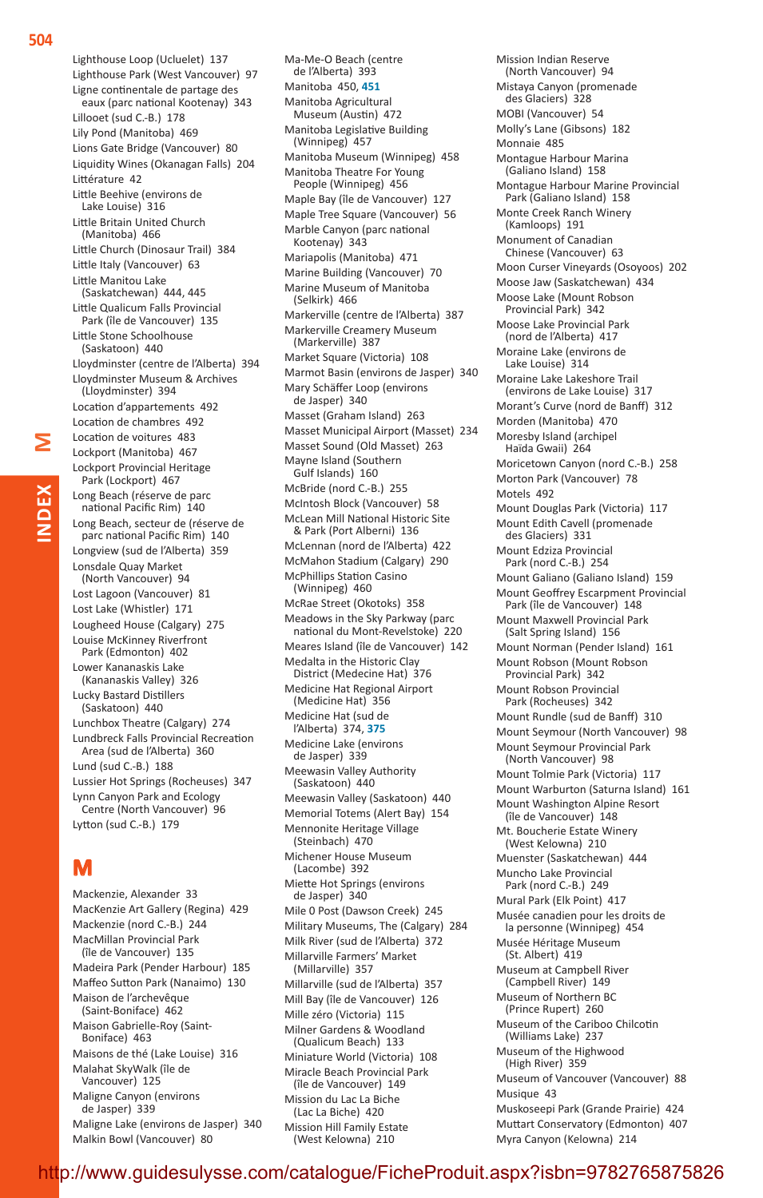Lighthouse Loop (Ucluelet) 137
Lighthouse Park (West Vancouver) 97
Ligne continentale de partage des eaux (parc national Kootenay) 343
Lillooet (sud C.-B.) 178
Lily Pond (Manitoba) 469
Lions Gate Bridge (Vancouver) 80
Liquidity Wines (Okanagan Falls) 204
Littérature 42
Little Beehive (environs de Lake Louise) 316
Little Britain United Church (Manitoba) 466
Little Church (Dinosaur Trail) 384
Little Italy (Vancouver) 63
Little Manitou Lake (Saskatchewan) 444, 445
Little Qualicum Falls Provincial Park (île de Vancouver) 135
Little Stone Schoolhouse (Saskatoon) 440
Lloydminster (centre de l'Alberta) 394
Lloydminster Museum & Archives (Lloydminster) 394
Location d'appartements 492
Location de chambres 492
Location de voitures 483
Lockport (Manitoba) 467
Lockport Provincial Heritage Park (Lockport) 467
Long Beach (réserve de parc national Pacific Rim) 140
Long Beach, secteur de (réserve de parc national Pacific Rim) 140
Longview (sud de l'Alberta) 359
Lonsdale Quay Market (North Vancouver) 94
Lost Lagoon (Vancouver) 81
Lost Lake (Whistler) 171
Lougheed House (Calgary) 275
Louise McKinney Riverfront Park (Edmonton) 402
Lower Kananaskis Lake (Kananaskis Valley) 326
Lucky Bastard Distillers (Saskatoon) 440
Lunchbox Theatre (Calgary) 274
Lundbreck Falls Provincial Recreation Area (sud de l'Alberta) 360
Lund (sud C.-B.) 188
Lussier Hot Springs (Rocheuses) 347
Lynn Canyon Park and Ecology Centre (North Vancouver) 96
Lytton (sud C.-B.) 179

# M

Mackenzie, Alexander 33
MacKenzie Art Gallery (Regina) 429
Mackenzie (nord C.-B.) 244
MacMillan Provincial Park (île de Vancouver) 135
Madeira Park (Pender Harbour) 185
Maffeo Sutton Park (Nanaimo) 130
Maison de l'archevêque (Saint-Boniface) 462
Maison Gabrielle-Roy (Saint-Boniface) 463
Maisons de thé (Lake Louise) 316
Malahat SkyWalk (île de Vancouver) 125
Maligne Canyon (environs de Jasper) 339
Maligne Lake (environs de Jasper) 340
Malkin Bowl (Vancouver) 80
Ma-Me-O Beach (centre de l'Alberta) 393
Manitoba 450, **451**
Manitoba Agricultural Museum (Austin) 472
Manitoba Legislative Building (Winnipeg) 457
Manitoba Museum (Winnipeg) 458
Manitoba Theatre For Young People (Winnipeg) 456
Maple Bay (île de Vancouver) 127
Maple Tree Square (Vancouver) 56
Marble Canyon (parc national Kootenay) 343
Mariapolis (Manitoba) 471
Marine Building (Vancouver) 70
Marine Museum of Manitoba (Selkirk) 466
Markerville (centre de l'Alberta) 387
Markerville Creamery Museum (Markerville) 387
Market Square (Victoria) 108
Marmot Basin (environs de Jasper) 340
Mary Schäffer Loop (environs de Jasper) 340
Masset (Graham Island) 263
Masset Municipal Airport (Masset) 234
Masset Sound (Old Masset) 263
Mayne Island (Southern Gulf Islands) 160
McBride (nord C.-B.) 255
McIntosh Block (Vancouver) 58
McLean Mill National Historic Site & Park (Port Alberni) 136
McLennan (nord de l'Alberta) 422
McMahon Stadium (Calgary) 290
McPhillips Station Casino (Winnipeg) 460
McRae Street (Okotoks) 358
Meadows in the Sky Parkway (parc national du Mont-Revelstoke) 220
Meares Island (île de Vancouver) 142
Medalta in the Historic Clay District (Medecine Hat) 376
Medicine Hat Regional Airport (Medicine Hat) 356
Medicine Hat (sud de l'Alberta) 374, **375**
Medicine Lake (environs de Jasper) 339
Meewasin Valley Authority (Saskatoon) 440
Meewasin Valley (Saskatoon) 440
Memorial Totems (Alert Bay) 154
Mennonite Heritage Village (Steinbach) 470
Michener House Museum (Lacombe) 392
Miette Hot Springs (environs de Jasper) 340
Mile 0 Post (Dawson Creek) 245
Military Museums, The (Calgary) 284
Milk River (sud de l'Alberta) 372
Millarville Farmers' Market (Millarville) 357
Millarville (sud de l'Alberta) 357
Mill Bay (île de Vancouver) 126
Mille zéro (Victoria) 115
Milner Gardens & Woodland (Qualicum Beach) 133
Miniature World (Victoria) 108
Miracle Beach Provincial Park (île de Vancouver) 149
Mission du Lac La Biche (Lac La Biche) 420
Mission Hill Family Estate (West Kelowna) 210
Mission Indian Reserve (North Vancouver) 94
Mistaya Canyon (promenade des Glaciers) 328
MOBI (Vancouver) 54
Molly's Lane (Gibsons) 182
Monnaie 485
Montague Harbour Marina (Galiano Island) 158
Montague Harbour Marine Provincial Park (Galiano Island) 158
Monte Creek Ranch Winery (Kamloops) 191
Monument of Canadian Chinese (Vancouver) 63
Moon Curser Vineyards (Osoyoos) 202
Moose Jaw (Saskatchewan) 434
Moose Lake (Mount Robson Provincial Park) 342
Moose Lake Provincial Park (nord de l'Alberta) 417
Moraine Lake (environs de Lake Louise) 314
Moraine Lake Lakeshore Trail (environs de Lake Louise) 317
Morant's Curve (nord de Banff) 312
Morden (Manitoba) 470
Moresby Island (archipel Haïda Gwaii) 264
Moricetown Canyon (nord C.-B.) 258
Morton Park (Vancouver) 78
Motels 492
Mount Douglas Park (Victoria) 117
Mount Edith Cavell (promenade des Glaciers) 331
Mount Edziza Provincial Park (nord C.-B.) 254
Mount Galiano (Galiano Island) 159
Mount Geoffrey Escarpment Provincial Park (île de Vancouver) 148
Mount Maxwell Provincial Park (Salt Spring Island) 156
Mount Norman (Pender Island) 161
Mount Robson (Mount Robson Provincial Park) 342
Mount Robson Provincial Park (Rocheuses) 342
Mount Rundle (sud de Banff) 310
Mount Seymour (North Vancouver) 98
Mount Seymour Provincial Park (North Vancouver) 98
Mount Tolmie Park (Victoria) 117
Mount Warburton (Saturna Island) 161
Mount Washington Alpine Resort (île de Vancouver) 148
Mt. Boucherie Estate Winery (West Kelowna) 210
Muenster (Saskatchewan) 444
Muncho Lake Provincial Park (nord C.-B.) 249
Mural Park (Elk Point) 417
Musée canadien pour les droits de la personne (Winnipeg) 454
Musée Héritage Museum (St. Albert) 419
Museum at Campbell River (Campbell River) 149
Museum of Northern BC (Prince Rupert) 260
Museum of the Cariboo Chilcotin (Williams Lake) 237
Museum of the Highwood (High River) 359
Museum of Vancouver (Vancouver) 88
Musique 43
Muskoseepi Park (Grande Prairie) 424
Muttart Conservatory (Edmonton) 407
Myra Canyon (Kelowna) 214

http://www.guidesulysse.com/catalogue/FicheProduit.aspx?isbn=9782765875826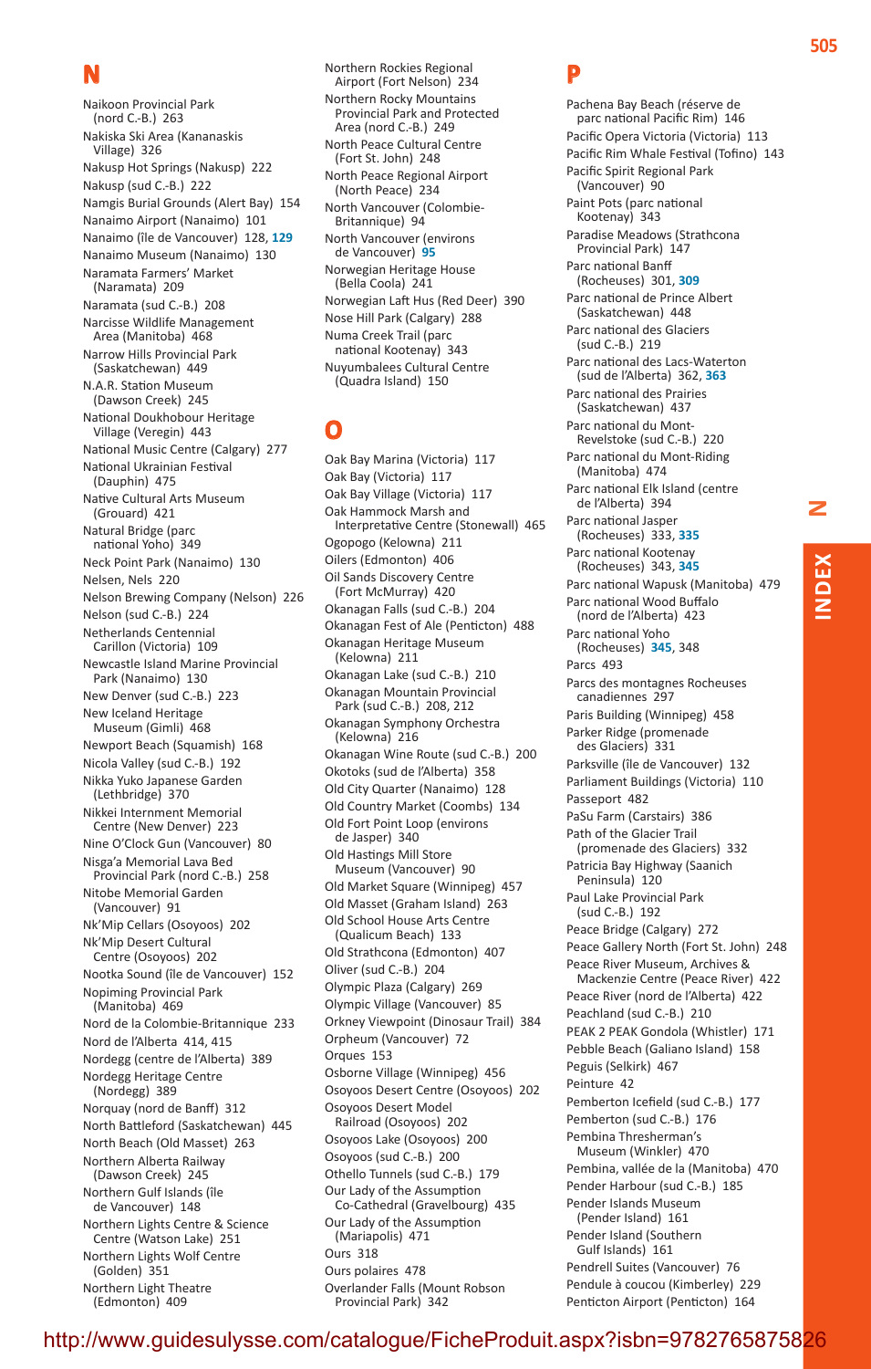## N

Naikoon Provincial Park (nord C.-B.) 263
Nakiska Ski Area (Kananaskis Village) 326
Nakusp Hot Springs (Nakusp) 222
Nakusp (sud C.-B.) 222
Namgis Burial Grounds (Alert Bay) 154
Nanaimo Airport (Nanaimo) 101
Nanaimo (île de Vancouver) 128, **129**
Nanaimo Museum (Nanaimo) 130
Naramata Farmers' Market (Naramata) 209
Naramata (sud C.-B.) 208
Narcisse Wildlife Management Area (Manitoba) 468
Narrow Hills Provincial Park (Saskatchewan) 449
N.A.R. Station Museum (Dawson Creek) 245
National Doukhobour Heritage Village (Veregin) 443
National Music Centre (Calgary) 277
National Ukrainian Festival (Dauphin) 475
Native Cultural Arts Museum (Grouard) 421
Natural Bridge (parc national Yoho) 349
Neck Point Park (Nanaimo) 130
Nelsen, Nels 220
Nelson Brewing Company (Nelson) 226
Nelson (sud C.-B.) 224
Netherlands Centennial Carillon (Victoria) 109
Newcastle Island Marine Provincial Park (Nanaimo) 130
New Denver (sud C.-B.) 223
New Iceland Heritage Museum (Gimli) 468
Newport Beach (Squamish) 168
Nicola Valley (sud C.-B.) 192
Nikka Yuko Japanese Garden (Lethbridge) 370
Nikkei Internment Memorial Centre (New Denver) 223
Nine O'Clock Gun (Vancouver) 80
Nisga'a Memorial Lava Bed Provincial Park (nord C.-B.) 258
Nitobe Memorial Garden (Vancouver) 91
Nk'Mip Cellars (Osoyoos) 202
Nk'Mip Desert Cultural Centre (Osoyoos) 202
Nootka Sound (île de Vancouver) 152
Nopiming Provincial Park (Manitoba) 469
Nord de la Colombie-Britannique 233
Nord de l'Alberta 414, 415
Nordegg (centre de l'Alberta) 389
Nordegg Heritage Centre (Nordegg) 389
Norquay (nord de Banff) 312
North Battleford (Saskatchewan) 445
North Beach (Old Masset) 263
Northern Alberta Railway (Dawson Creek) 245
Northern Gulf Islands (île de Vancouver) 148
Northern Lights Centre & Science Centre (Watson Lake) 251
Northern Lights Wolf Centre (Golden) 351
Northern Light Theatre (Edmonton) 409
Northern Rockies Regional Airport (Fort Nelson) 234
Northern Rocky Mountains Provincial Park and Protected Area (nord C.-B.) 249
North Peace Cultural Centre (Fort St. John) 248
North Peace Regional Airport (North Peace) 234
North Vancouver (Colombie-Britannique) 94
North Vancouver (environs de Vancouver) **95**
Norwegian Heritage House (Bella Coola) 241
Norwegian Laft Hus (Red Deer) 390
Nose Hill Park (Calgary) 288
Numa Creek Trail (parc national Kootenay) 343
Nuyumbalees Cultural Centre (Quadra Island) 150

## O

Oak Bay Marina (Victoria) 117
Oak Bay (Victoria) 117
Oak Bay Village (Victoria) 117
Oak Hammock Marsh and Interpretative Centre (Stonewall) 465
Ogopogo (Kelowna) 211
Oilers (Edmonton) 406
Oil Sands Discovery Centre (Fort McMurray) 420
Okanagan Falls (sud C.-B.) 204
Okanagan Fest of Ale (Penticton) 488
Okanagan Heritage Museum (Kelowna) 211
Okanagan Lake (sud C.-B.) 210
Okanagan Mountain Provincial Park (sud C.-B.) 208, 212
Okanagan Symphony Orchestra (Kelowna) 216
Okanagan Wine Route (sud C.-B.) 200
Okotoks (sud de l'Alberta) 358
Old City Quarter (Nanaimo) 128
Old Country Market (Coombs) 134
Old Fort Point Loop (environs de Jasper) 340
Old Hastings Mill Store Museum (Vancouver) 90
Old Market Square (Winnipeg) 457
Old Masset (Graham Island) 263
Old School House Arts Centre (Qualicum Beach) 133
Old Strathcona (Edmonton) 407
Oliver (sud C.-B.) 204
Olympic Plaza (Calgary) 269
Olympic Village (Vancouver) 85
Orkney Viewpoint (Dinosaur Trail) 384
Orpheum (Vancouver) 72
Orques 153
Osborne Village (Winnipeg) 456
Osoyoos Desert Centre (Osoyoos) 202
Osoyoos Desert Model Railroad (Osoyoos) 202
Osoyoos Lake (Osoyoos) 200
Osoyoos (sud C.-B.) 200
Othello Tunnels (sud C.-B.) 179
Our Lady of the Assumption Co-Cathedral (Gravelbourg) 435
Our Lady of the Assumption (Mariapolis) 471
Ours 318
Ours polaires 478
Overlander Falls (Mount Robson Provincial Park) 342

## P

Pachena Bay Beach (réserve de parc national Pacific Rim) 146
Pacific Opera Victoria (Victoria) 113
Pacific Rim Whale Festival (Tofino) 143
Pacific Spirit Regional Park (Vancouver) 90
Paint Pots (parc national Kootenay) 343
Paradise Meadows (Strathcona Provincial Park) 147
Parc national Banff (Rocheuses) 301, **309**
Parc national de Prince Albert (Saskatchewan) 448
Parc national des Glaciers (sud C.-B.) 219
Parc national des Lacs-Waterton (sud de l'Alberta) 362, **363**
Parc national des Prairies (Saskatchewan) 437
Parc national du Mont-Revelstoke (sud C.-B.) 220
Parc national du Mont-Riding (Manitoba) 474
Parc national Elk Island (centre de l'Alberta) 394
Parc national Jasper (Rocheuses) 333, **335**
Parc national Kootenay (Rocheuses) 343, **345**
Parc national Wapusk (Manitoba) 479
Parc national Wood Buffalo (nord de l'Alberta) 423
Parc national Yoho (Rocheuses) **345**, 348
Parcs 493
Parcs des montagnes Rocheuses canadiennes 297
Paris Building (Winnipeg) 458
Parker Ridge (promenade des Glaciers) 331
Parksville (île de Vancouver) 132
Parliament Buildings (Victoria) 110
Passeport 482
PaSu Farm (Carstairs) 386
Path of the Glacier Trail (promenade des Glaciers) 332
Patricia Bay Highway (Saanich Peninsula) 120
Paul Lake Provincial Park (sud C.-B.) 192
Peace Bridge (Calgary) 272
Peace Gallery North (Fort St. John) 248
Peace River Museum, Archives & Mackenzie Centre (Peace River) 422
Peace River (nord de l'Alberta) 422
Peachland (sud C.-B.) 210
PEAK 2 PEAK Gondola (Whistler) 171
Pebble Beach (Galiano Island) 158
Peguis (Selkirk) 467
Peinture 42
Pemberton Icefield (sud C.-B.) 177
Pemberton (sud C.-B.) 176
Pembina Thresherman's Museum (Winkler) 470
Pembina, vallée de la (Manitoba) 470
Pender Harbour (sud C.-B.) 185
Pender Islands Museum (Pender Island) 161
Pender Island (Southern Gulf Islands) 161
Pendrell Suites (Vancouver) 76
Pendule à coucou (Kimberley) 229
Penticton Airport (Penticton) 164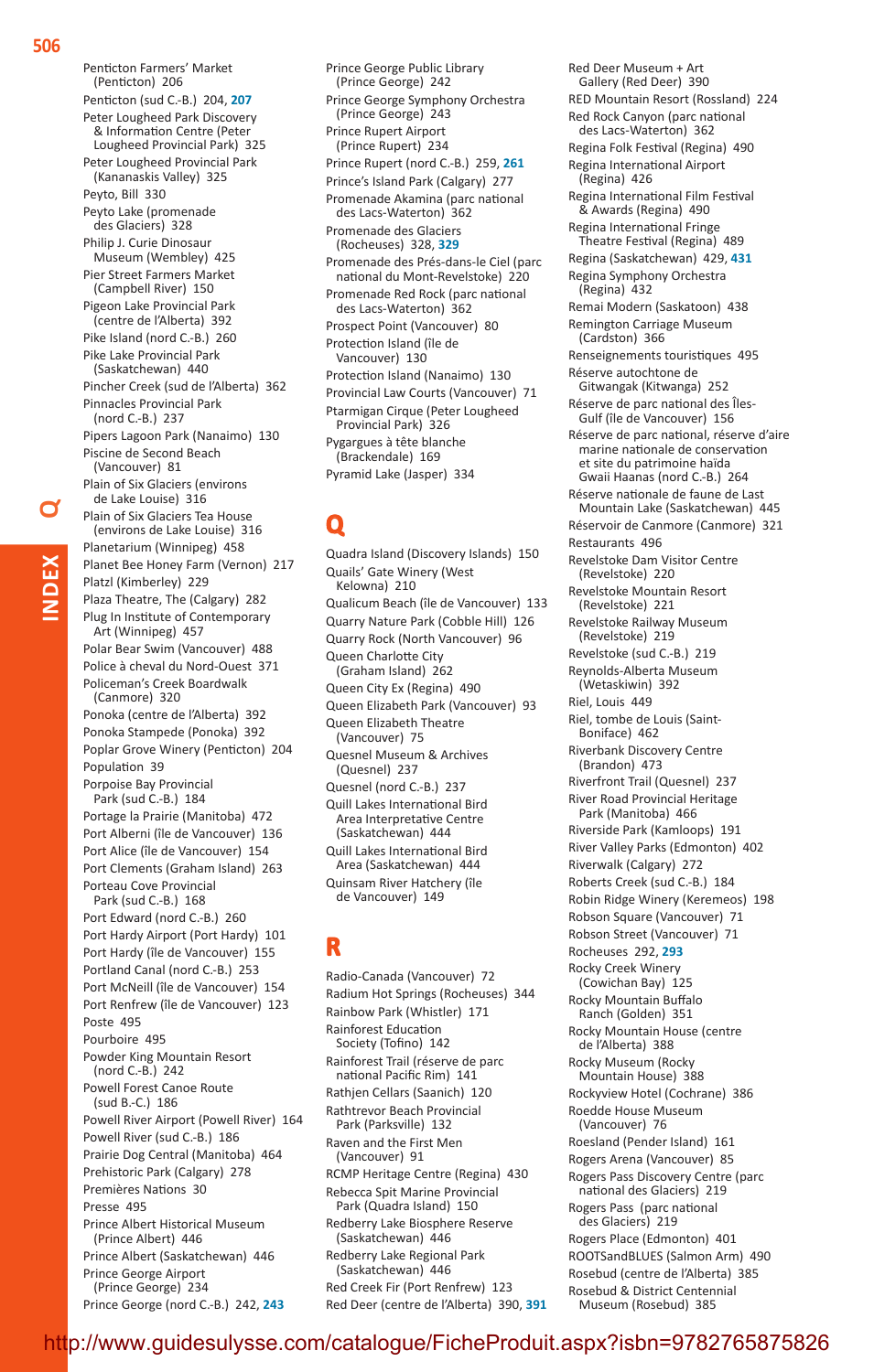Penticton Farmers' Market (Penticton) 206
Penticton (sud C.-B.) 204, **207**
Peter Lougheed Park Discovery & Information Centre (Peter Lougheed Provincial Park) 325
Peter Lougheed Provincial Park (Kananaskis Valley) 325
Peyto, Bill 330
Peyto Lake (promenade des Glaciers) 328
Philip J. Curie Dinosaur Museum (Wembley) 425
Pier Street Farmers Market (Campbell River) 150
Pigeon Lake Provincial Park (centre de l'Alberta) 392
Pike Island (nord C.-B.) 260
Pike Lake Provincial Park (Saskatchewan) 440
Pincher Creek (sud de l'Alberta) 362
Pinnacles Provincial Park (nord C.-B.) 237
Pipers Lagoon Park (Nanaimo) 130
Piscine de Second Beach (Vancouver) 81
Plain of Six Glaciers (environs de Lake Louise) 316
Plain of Six Glaciers Tea House (environs de Lake Louise) 316
Planetarium (Winnipeg) 458
Planet Bee Honey Farm (Vernon) 217
Platzl (Kimberley) 229
Plaza Theatre, The (Calgary) 282
Plug In Institute of Contemporary Art (Winnipeg) 457
Polar Bear Swim (Vancouver) 488
Police à cheval du Nord-Ouest 371
Policeman's Creek Boardwalk (Canmore) 320
Ponoka (centre de l'Alberta) 392
Ponoka Stampede (Ponoka) 392
Poplar Grove Winery (Penticton) 204
Population 39
Porpoise Bay Provincial Park (sud C.-B.) 184
Portage la Prairie (Manitoba) 472
Port Alberni (île de Vancouver) 136
Port Alice (île de Vancouver) 154
Port Clements (Graham Island) 263
Porteau Cove Provincial Park (sud C.-B.) 168
Port Edward (nord C.-B.) 260
Port Hardy Airport (Port Hardy) 101
Port Hardy (île de Vancouver) 155
Portland Canal (nord C.-B.) 253
Port McNeill (île de Vancouver) 154
Port Renfrew (île de Vancouver) 123
Poste 495
Pourboire 495
Powder King Mountain Resort (nord C.-B.) 242
Powell Forest Canoe Route (sud B.-C.) 186
Powell River Airport (Powell River) 164
Powell River (sud C.-B.) 186
Prairie Dog Central (Manitoba) 464
Prehistoric Park (Calgary) 278
Premières Nations 30
Presse 495
Prince Albert Historical Museum (Prince Albert) 446
Prince Albert (Saskatchewan) 446
Prince George Airport (Prince George) 234
Prince George (nord C.-B.) 242, **243**
Prince George Public Library (Prince George) 242
Prince George Symphony Orchestra (Prince George) 243
Prince Rupert Airport (Prince Rupert) 234
Prince Rupert (nord C.-B.) 259, **261**
Prince's Island Park (Calgary) 277
Promenade Akamina (parc national des Lacs-Waterton) 362
Promenade des Glaciers (Rocheuses) 328, **329**
Promenade des Prés-dans-le Ciel (parc national du Mont-Revelstoke) 220
Promenade Red Rock (parc national des Lacs-Waterton) 362
Prospect Point (Vancouver) 80
Protection Island (île de Vancouver) 130
Protection Island (Nanaimo) 130
Provincial Law Courts (Vancouver) 71
Ptarmigan Cirque (Peter Lougheed Provincial Park) 326
Pygargues à tête blanche (Brackendale) 169
Pyramid Lake (Jasper) 334

## Q

Quadra Island (Discovery Islands) 150
Quails' Gate Winery (West Kelowna) 210
Qualicum Beach (île de Vancouver) 133
Quarry Nature Park (Cobble Hill) 126
Quarry Rock (North Vancouver) 96
Queen Charlotte City (Graham Island) 262
Queen City Ex (Regina) 490
Queen Elizabeth Park (Vancouver) 93
Queen Elizabeth Theatre (Vancouver) 75
Quesnel Museum & Archives (Quesnel) 237
Quesnel (nord C.-B.) 237
Quill Lakes International Bird Area Interpretative Centre (Saskatchewan) 444
Quill Lakes International Bird Area (Saskatchewan) 444
Quinsam River Hatchery (île de Vancouver) 149

## R

Radio-Canada (Vancouver) 72
Radium Hot Springs (Rocheuses) 344
Rainbow Park (Whistler) 171
Rainforest Education Society (Tofino) 142
Rainforest Trail (réserve de parc national Pacific Rim) 141
Rathjen Cellars (Saanich) 120
Rathtrevor Beach Provincial Park (Parksville) 132
Raven and the First Men (Vancouver) 91
RCMP Heritage Centre (Regina) 430
Rebecca Spit Marine Provincial Park (Quadra Island) 150
Redberry Lake Biosphere Reserve (Saskatchewan) 446
Redberry Lake Regional Park (Saskatchewan) 446
Red Creek Fir (Port Renfrew) 123
Red Deer (centre de l'Alberta) 390, **391**
Red Deer Museum + Art Gallery (Red Deer) 390
RED Mountain Resort (Rossland) 224
Red Rock Canyon (parc national des Lacs-Waterton) 362
Regina Folk Festival (Regina) 490
Regina International Airport (Regina) 426
Regina International Film Festival & Awards (Regina) 490
Regina International Fringe Theatre Festival (Regina) 489
Regina (Saskatchewan) 429, **431**
Regina Symphony Orchestra (Regina) 432
Remai Modern (Saskatoon) 438
Remington Carriage Museum (Cardston) 366
Renseignements touristiques 495
Réserve autochtone de Gitwangak (Kitwanga) 252
Réserve de parc national des Îles-Gulf (île de Vancouver) 156
Réserve de parc national, réserve d'aire marine nationale de conservation et site du patrimoine haïda Gwaii Haanas (nord C.-B.) 264
Réserve nationale de faune de Last Mountain Lake (Saskatchewan) 445
Réservoir de Canmore (Canmore) 321
Restaurants 496
Revelstoke Dam Visitor Centre (Revelstoke) 220
Revelstoke Mountain Resort (Revelstoke) 221
Revelstoke Railway Museum (Revelstoke) 219
Revelstoke (sud C.-B.) 219
Reynolds-Alberta Museum (Wetaskiwin) 392
Riel, Louis 449
Riel, tombe de Louis (Saint-Boniface) 462
Riverbank Discovery Centre (Brandon) 473
Riverfront Trail (Quesnel) 237
River Road Provincial Heritage Park (Manitoba) 466
Riverside Park (Kamloops) 191
River Valley Parks (Edmonton) 402
Riverwalk (Calgary) 272
Roberts Creek (sud C.-B.) 184
Robin Ridge Winery (Keremeos) 198
Robson Square (Vancouver) 71
Robson Street (Vancouver) 71
Rocheuses 292, **293**
Rocky Creek Winery (Cowichan Bay) 125
Rocky Mountain Buffalo Ranch (Golden) 351
Rocky Mountain House (centre de l'Alberta) 388
Rocky Museum (Rocky Mountain House) 388
Rockyview Hotel (Cochrane) 386
Roedde House Museum (Vancouver) 76
Roesland (Pender Island) 161
Rogers Arena (Vancouver) 85
Rogers Pass Discovery Centre (parc national des Glaciers) 219
Rogers Pass (parc national des Glaciers) 219
Rogers Place (Edmonton) 401
ROOTSandBLUES (Salmon Arm) 490
Rosebud (centre de l'Alberta) 385
Rosebud & District Centennial Museum (Rosebud) 385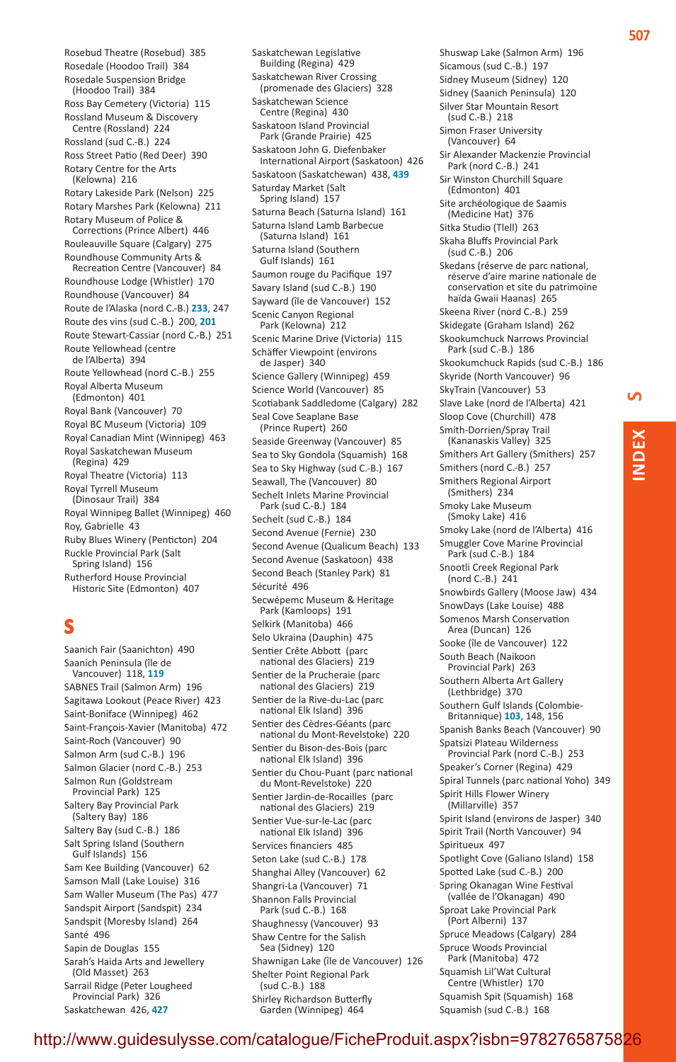Rosebud Theatre (Rosebud) 385
Rosedale (Hoodoo Trail) 384
Rosedale Suspension Bridge (Hoodoo Trail) 384
Ross Bay Cemetery (Victoria) 115
Rossland Museum & Discovery Centre (Rossland) 224
Rossland (sud C.-B.) 224
Ross Street Patio (Red Deer) 390
Rotary Centre for the Arts (Kelowna) 216
Rotary Lakeside Park (Nelson) 225
Rotary Marshes Park (Kelowna) 211
Rotary Museum of Police & Corrections (Prince Albert) 446
Rouleauville Square (Calgary) 275
Roundhouse Community Arts & Recreation Centre (Vancouver) 84
Roundhouse Lodge (Whistler) 170
Roundhouse (Vancouver) 84
Route de l'Alaska (nord C.-B.) **233**, 247
Route des vins (sud C.-B.) 200, **201**
Route Stewart-Cassiar (nord C.-B.) 251
Route Yellowhead (centre de l'Alberta) 394
Route Yellowhead (nord C.-B.) 255
Royal Alberta Museum (Edmonton) 401
Royal Bank (Vancouver) 70
Royal BC Museum (Victoria) 109
Royal Canadian Mint (Winnipeg) 463
Royal Saskatchewan Museum (Regina) 429
Royal Theatre (Victoria) 113
Royal Tyrrell Museum (Dinosaur Trail) 384
Royal Winnipeg Ballet (Winnipeg) 460
Roy, Gabrielle 43
Ruby Blues Winery (Penticton) 204
Ruckle Provincial Park (Salt Spring Island) 156
Rutherford House Provincial Historic Site (Edmonton) 407

## S

Saanich Fair (Saanichton) 490
Saanich Peninsula (île de Vancouver) 118, **119**
SABNES Trail (Salmon Arm) 196
Sagitawa Lookout (Peace River) 423
Saint-Boniface (Winnipeg) 462
Saint-François-Xavier (Manitoba) 472
Saint-Roch (Vancouver) 90
Salmon Arm (sud C.-B.) 196
Salmon Glacier (nord C.-B.) 253
Salmon Run (Goldstream Provincial Park) 125
Saltery Bay Provincial Park (Saltery Bay) 186
Saltery Bay (sud C.-B.) 186
Salt Spring Island (Southern Gulf Islands) 156
Sam Kee Building (Vancouver) 62
Samson Mall (Lake Louise) 316
Sam Waller Museum (The Pas) 477
Sandspit Airport (Sandspit) 234
Sandspit (Moresby Island) 264
Santé 496
Sapin de Douglas 155
Sarah's Haida Arts and Jewellery (Old Masset) 263
Sarrail Ridge (Peter Lougheed Provincial Park) 326
Saskatchewan 426, **427**
Saskatchewan Legislative Building (Regina) 429
Saskatchewan River Crossing (promenade des Glaciers) 328
Saskatchewan Science Centre (Regina) 430
Saskatoon Island Provincial Park (Grande Prairie) 425
Saskatoon John G. Diefenbaker International Airport (Saskatoon) 426
Saskatoon (Saskatchewan) 438, **439**
Saturday Market (Salt Spring Island) 157
Saturna Beach (Saturna Island) 161
Saturna Island Lamb Barbecue (Saturna Island) 161
Saturna Island (Southern Gulf Islands) 161
Saumon rouge du Pacifique 197
Savary Island (sud C.-B.) 190
Sayward (île de Vancouver) 152
Scenic Canyon Regional Park (Kelowna) 212
Scenic Marine Drive (Victoria) 115
Schäffer Viewpoint (environs de Jasper) 340
Science Gallery (Winnipeg) 459
Science World (Vancouver) 85
Scotiabank Saddledome (Calgary) 282
Seal Cove Seaplane Base (Prince Rupert) 260
Seaside Greenway (Vancouver) 85
Sea to Sky Gondola (Squamish) 168
Sea to Sky Highway (sud C.-B.) 167
Seawall, The (Vancouver) 80
Sechelt Inlets Marine Provincial Park (sud C.-B.) 184
Sechelt (sud C.-B.) 184
Second Avenue (Fernie) 230
Second Avenue (Qualicum Beach) 133
Second Avenue (Saskatoon) 438
Second Beach (Stanley Park) 81
Sécurité 496
Secwépemc Museum & Heritage Park (Kamloops) 191
Selkirk (Manitoba) 466
Selo Ukraina (Dauphin) 475
Sentier Crête Abbott (parc national des Glaciers) 219
Sentier de la Prucheraie (parc national des Glaciers) 219
Sentier de la Rive-du-Lac (parc national Elk Island) 396
Sentier des Cèdres-Géants (parc national du Mont-Revelstoke) 220
Sentier du Bison-des-Bois (parc national Elk Island) 396
Sentier du Chou-Puant (parc national du Mont-Revelstoke) 220
Sentier Jardin-de-Rocailles (parc national des Glaciers) 219
Sentier Vue-sur-le-Lac (parc national Elk Island) 396
Services financiers 485
Seton Lake (sud C.-B.) 178
Shanghai Alley (Vancouver) 62
Shangri-La (Vancouver) 71
Shannon Falls Provincial Park (sud C.-B.) 168
Shaughnessy (Vancouver) 93
Shaw Centre for the Salish Sea (Sidney) 120
Shawnigan Lake (île de Vancouver) 126
Shelter Point Regional Park (sud C.-B.) 188
Shirley Richardson Butterfly Garden (Winnipeg) 464
Shuswap Lake (Salmon Arm) 196
Sicamous (sud C.-B.) 197
Sidney Museum (Sidney) 120
Sidney (Saanich Peninsula) 120
Silver Star Mountain Resort (sud C.-B.) 218
Simon Fraser University (Vancouver) 64
Sir Alexander Mackenzie Provincial Park (nord C.-B.) 241
Sir Winston Churchill Square (Edmonton) 401
Site archéologique de Saamis (Medicine Hat) 376
Sitka Studio (Tlell) 263
Skaha Bluffs Provincial Park (sud C.-B.) 206
Skedans (réserve de parc national, réserve d'aire marine nationale de conservation et site du patrimoine haïda Gwaii Haanas) 265
Skeena River (nord C.-B.) 259
Skidegate (Graham Island) 262
Skookumchuck Narrows Provincial Park (sud C.-B.) 186
Skookumchuck Rapids (sud C.-B.) 186
Skyride (North Vancouver) 96
SkyTrain (Vancouver) 53
Slave Lake (nord de l'Alberta) 421
Sloop Cove (Churchill) 478
Smith-Dorrien/Spray Trail (Kananaskis Valley) 325
Smithers Art Gallery (Smithers) 257
Smithers (nord C.-B.) 257
Smithers Regional Airport (Smithers) 234
Smoky Lake Museum (Smoky Lake) 416
Smoky Lake (nord de l'Alberta) 416
Smuggler Cove Marine Provincial Park (sud C.-B.) 184
Snootli Creek Regional Park (nord C.-B.) 241
Snowbirds Gallery (Moose Jaw) 434
SnowDays (Lake Louise) 488
Somenos Marsh Conservation Area (Duncan) 126
Sooke (île de Vancouver) 122
South Beach (Naikoon Provincial Park) 263
Southern Alberta Art Gallery (Lethbridge) 370
Southern Gulf Islands (Colombie-Britannique) **103**, 148, 156
Spanish Banks Beach (Vancouver) 90
Spatsizi Plateau Wilderness Provincial Park (nord C.-B.) 253
Speaker's Corner (Regina) 429
Spiral Tunnels (parc national Yoho) 349
Spirit Hills Flower Winery (Millarville) 357
Spirit Island (environs de Jasper) 340
Spirit Trail (North Vancouver) 94
Spiritueux 497
Spotlight Cove (Galiano Island) 158
Spotted Lake (sud C.-B.) 200
Spring Okanagan Wine Festival (vallée de l'Okanagan) 490
Sproat Lake Provincial Park (Port Alberni) 137
Spruce Meadows (Calgary) 284
Spruce Woods Provincial Park (Manitoba) 472
Squamish Lil'Wat Cultural Centre (Whistler) 170
Squamish Spit (Squamish) 168
Squamish (sud C.-B.) 168

http://www.guidesulysse.com/catalogue/FicheProduit.aspx?isbn=9782765875826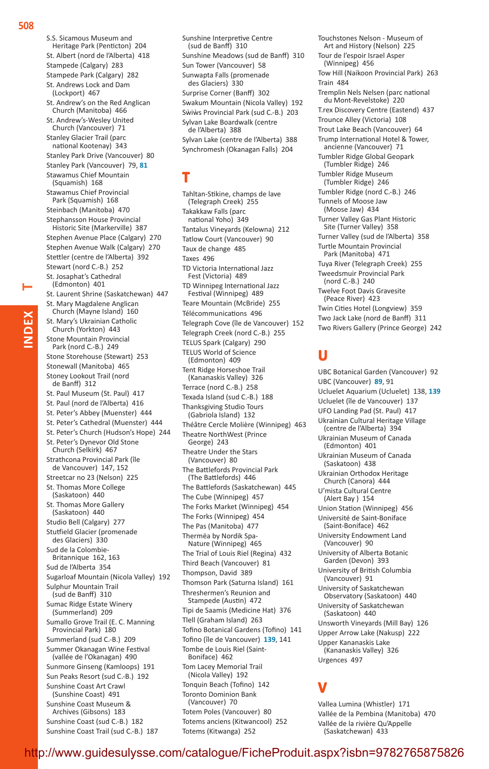S.S. Sicamous Museum and Heritage Park (Penticton) 204
St. Albert (nord de l'Alberta) 418
Stampede (Calgary) 283
Stampede Park (Calgary) 282
St. Andrews Lock and Dam (Lockport) 467
St. Andrew's on the Red Anglican Church (Manitoba) 466
St. Andrew's-Wesley United Church (Vancouver) 71
Stanley Glacier Trail (parc national Kootenay) 343
Stanley Park Drive (Vancouver) 80
Stanley Park (Vancouver) 79, **81**
Stawamus Chief Mountain (Squamish) 168
Stawamus Chief Provincial Park (Squamish) 168
Steinbach (Manitoba) 470
Stephansson House Provincial Historic Site (Markerville) 387
Stephen Avenue Place (Calgary) 270
Stephen Avenue Walk (Calgary) 270
Stettler (centre de l'Alberta) 392
Stewart (nord C.-B.) 252
St. Josaphat's Cathedral (Edmonton) 401
St. Laurent Shrine (Saskatchewan) 447
St. Mary Magdalene Anglican Church (Mayne Island) 160
St. Mary's Ukrainian Catholic Church (Yorkton) 443
Stone Mountain Provincial Park (nord C.-B.) 249
Stone Storehouse (Stewart) 253
Stonewall (Manitoba) 465
Stoney Lookout Trail (nord de Banff) 312
St. Paul Museum (St. Paul) 417
St. Paul (nord de l'Alberta) 416
St. Peter's Abbey (Muenster) 444
St. Peter's Cathedral (Muenster) 444
St. Peter's Church (Hudson's Hope) 244
St. Peter's Dynevor Old Stone Church (Selkirk) 467
Strathcona Provincial Park (île de Vancouver) 147, 152
Streetcar no 23 (Nelson) 225
St. Thomas More College (Saskatoon) 440
St. Thomas More Gallery (Saskatoon) 440
Studio Bell (Calgary) 277
Stutfield Glacier (promenade des Glaciers) 330
Sud de la Colombie-Britannique 162, 163
Sud de l'Alberta 354
Sugarloaf Mountain (Nicola Valley) 192
Sulphur Mountain Trail (sud de Banff) 310
Sumac Ridge Estate Winery (Summerland) 209
Sumallo Grove Trail (E. C. Manning Provincial Park) 180
Summerland (sud C.-B.) 209
Summer Okanagan Wine Festival (vallée de l'Okanagan) 490
Sunmore Ginseng (Kamloops) 191
Sun Peaks Resort (sud C.-B.) 192
Sunshine Coast Art Crawl (Sunshine Coast) 491
Sunshine Coast Museum & Archives (Gibsons) 183
Sunshine Coast (sud C.-B.) 182
Sunshine Coast Trail (sud C.-B.) 187
Sunshine Interpretive Centre (sud de Banff) 310
Sunshine Meadows (sud de Banff) 310
Sun Tower (Vancouver) 58
Sunwapta Falls (promenade des Glaciers) 330
Surprise Corner (Banff) 302
Swakum Mountain (Nicola Valley) 192
Sw̓iw̓s Provincial Park (sud C.-B.) 203
Sylvan Lake Boardwalk (centre de l'Alberta) 388
Sylvan Lake (centre de l'Alberta) 388
Synchromesh (Okanagan Falls) 204

# T

Tahltan-Stikine, champs de lave (Telegraph Creek) 255
Takakkaw Falls (parc national Yoho) 349
Tantalus Vineyards (Kelowna) 212
Tatlow Court (Vancouver) 90
Taux de change 485
Taxes 496
TD Victoria International Jazz Fest (Victoria) 489
TD Winnipeg International Jazz Festival (Winnipeg) 489
Teare Mountain (McBride) 255
Télécommunications 496
Telegraph Cove (île de Vancouver) 152
Telegraph Creek (nord C.-B.) 255
TELUS Spark (Calgary) 290
TELUS World of Science (Edmonton) 409
Tent Ridge Horseshoe Trail (Kananaskis Valley) 326
Terrace (nord C.-B.) 258
Texada Island (sud C.-B.) 188
Thanksgiving Studio Tours (Gabriola Island) 132
Théâtre Cercle Molière (Winnipeg) 463
Theatre NorthWest (Prince George) 243
Theatre Under the Stars (Vancouver) 80
The Battlefords Provincial Park (The Battlefords) 446
The Battlefords (Saskatchewan) 445
The Cube (Winnipeg) 457
The Forks Market (Winnipeg) 454
The Forks (Winnipeg) 454
The Pas (Manitoba) 477
Thermëa by Nordik Spa-Nature (Winnipeg) 465
The Trial of Louis Riel (Regina) 432
Third Beach (Vancouver) 81
Thompson, David 389
Thomson Park (Saturna Island) 161
Threshermen's Reunion and Stampede (Austin) 472
Tipi de Saamis (Medicine Hat) 376
Tlell (Graham Island) 263
Tofino Botanical Gardens (Tofino) 141
Tofino (île de Vancouver) **139**, 141
Tombe de Louis Riel (Saint-Boniface) 462
Tom Lacey Memorial Trail (Nicola Valley) 192
Tonquin Beach (Tofino) 142
Toronto Dominion Bank (Vancouver) 70
Totem Poles (Vancouver) 80
Totems anciens (Kitwancool) 252
Totems (Kitwanga) 252
Touchstones Nelson - Museum of Art and History (Nelson) 225
Tour de l'espoir Israel Asper (Winnipeg) 456
Tow Hill (Naikoon Provincial Park) 263
Train 484
Tremplin Nels Nelsen (parc national du Mont-Revelstoke) 220
T.rex Discovery Centre (Eastend) 437
Trounce Alley (Victoria) 108
Trout Lake Beach (Vancouver) 64
Trump International Hotel & Tower, ancienne (Vancouver) 71
Tumbler Ridge Global Geopark (Tumbler Ridge) 246
Tumbler Ridge Museum (Tumbler Ridge) 246
Tumbler Ridge (nord C.-B.) 246
Tunnels of Moose Jaw (Moose Jaw) 434
Turner Valley Gas Plant Historic Site (Turner Valley) 358
Turner Valley (sud de l'Alberta) 358
Turtle Mountain Provincial Park (Manitoba) 471
Tuya River (Telegraph Creek) 255
Tweedsmuir Provincial Park (nord C.-B.) 240
Twelve Foot Davis Gravesite (Peace River) 423
Twin Cities Hotel (Longview) 359
Two Jack Lake (nord de Banff) 311
Two Rivers Gallery (Prince George) 242

# U

UBC Botanical Garden (Vancouver) 92
UBC (Vancouver) **89**, 91
Ucluelet Aquarium (Ucluelet) 138, **139**
Ucluelet (île de Vancouver) 137
UFO Landing Pad (St. Paul) 417
Ukrainian Cultural Heritage Village (centre de l'Alberta) 394
Ukrainian Museum of Canada (Edmonton) 401
Ukrainian Museum of Canada (Saskatoon) 438
Ukrainian Orthodox Heritage Church (Canora) 444
U'mista Cultural Centre (Alert Bay ) 154
Union Station (Winnipeg) 456
Université de Saint-Boniface (Saint-Boniface) 462
University Endowment Land (Vancouver) 90
University of Alberta Botanic Garden (Devon) 393
University of British Columbia (Vancouver) 91
University of Saskatchewan Observatory (Saskatoon) 440
University of Saskatchewan (Saskatoon) 440
Unsworth Vineyards (Mill Bay) 126
Upper Arrow Lake (Nakusp) 222
Upper Kananaskis Lake (Kananaskis Valley) 326
Urgences 497

# V

Vallea Lumina (Whistler) 171
Vallée de la Pembina (Manitoba) 470
Vallée de la rivière Qu'Appelle (Saskatchewan) 433

http://www.guidesulysse.com/catalogue/FicheProduit.aspx?isbn=9782765875826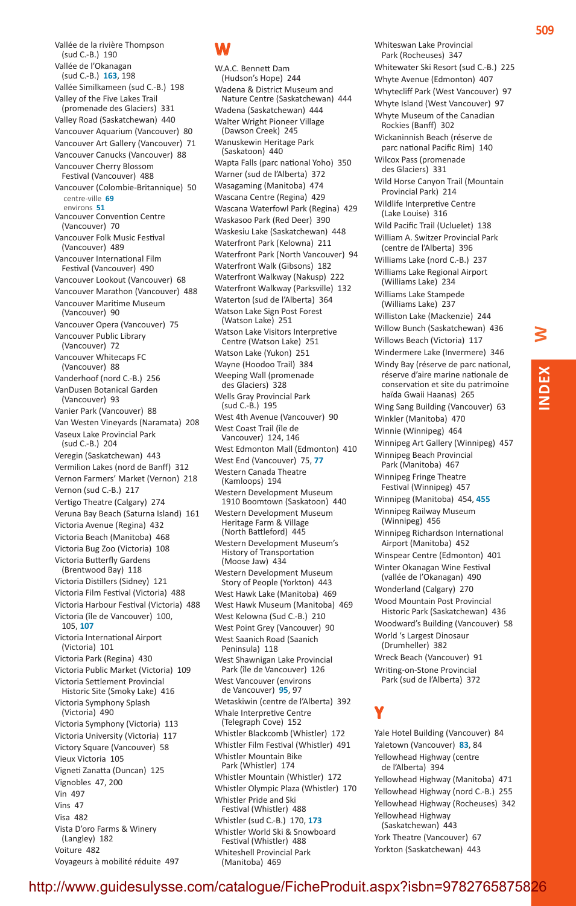Vallée de la rivière Thompson (sud C.-B.) 190
Vallée de l'Okanagan (sud C.-B.) **163**, 198
Vallée Similkameen (sud C.-B.) 198
Valley of the Five Lakes Trail (promenade des Glaciers) 331
Valley Road (Saskatchewan) 440
Vancouver Aquarium (Vancouver) 80
Vancouver Art Gallery (Vancouver) 71
Vancouver Canucks (Vancouver) 88
Vancouver Cherry Blossom Festival (Vancouver) 488
Vancouver (Colombie-Britannique) 50
- centre-ville **69**
- environs **51**

Vancouver Convention Centre (Vancouver) 70
Vancouver Folk Music Festival (Vancouver) 489
Vancouver International Film Festival (Vancouver) 490
Vancouver Lookout (Vancouver) 68
Vancouver Marathon (Vancouver) 488
Vancouver Maritime Museum (Vancouver) 90
Vancouver Opera (Vancouver) 75
Vancouver Public Library (Vancouver) 72
Vancouver Whitecaps FC (Vancouver) 88
Vanderhoof (nord C.-B.) 256
VanDusen Botanical Garden (Vancouver) 93
Vanier Park (Vancouver) 88
Van Westen Vineyards (Naramata) 208
Vaseux Lake Provincial Park (sud C.-B.) 204
Veregin (Saskatchewan) 443
Vermilion Lakes (nord de Banff) 312
Vernon Farmers' Market (Vernon) 218
Vernon (sud C.-B.) 217
Vertigo Theatre (Calgary) 274
Veruna Bay Beach (Saturna Island) 161
Victoria Avenue (Regina) 432
Victoria Beach (Manitoba) 468
Victoria Bug Zoo (Victoria) 108
Victoria Butterfly Gardens (Brentwood Bay) 118
Victoria Distillers (Sidney) 121
Victoria Film Festival (Victoria) 488
Victoria Harbour Festival (Victoria) 488
Victoria (île de Vancouver) 100, 105, **107**
Victoria International Airport (Victoria) 101
Victoria Park (Regina) 430
Victoria Public Market (Victoria) 109
Victoria Settlement Provincial Historic Site (Smoky Lake) 416
Victoria Symphony Splash (Victoria) 490
Victoria Symphony (Victoria) 113
Victoria University (Victoria) 117
Victory Square (Vancouver) 58
Vieux Victoria 105
Vigneti Zanatta (Duncan) 125
Vignobles 47, 200
Vin 497
Vins 47
Visa 482
Vista D'oro Farms & Winery (Langley) 182
Voiture 482
Voyageurs à mobilité réduite 497

# W

W.A.C. Bennett Dam (Hudson's Hope) 244
Wadena & District Museum and Nature Centre (Saskatchewan) 444
Wadena (Saskatchewan) 444
Walter Wright Pioneer Village (Dawson Creek) 245
Wanuskewin Heritage Park (Saskatoon) 440
Wapta Falls (parc national Yoho) 350
Warner (sud de l'Alberta) 372
Wasagaming (Manitoba) 474
Wascana Centre (Regina) 429
Wascana Waterfowl Park (Regina) 429
Waskasoo Park (Red Deer) 390
Waskesiu Lake (Saskatchewan) 448
Waterfront Park (Kelowna) 211
Waterfront Park (North Vancouver) 94
Waterfront Walk (Gibsons) 182
Waterfront Walkway (Nakusp) 222
Waterfront Walkway (Parksville) 132
Waterton (sud de l'Alberta) 364
Watson Lake Sign Post Forest (Watson Lake) 251
Watson Lake Visitors Interpretive Centre (Watson Lake) 251
Watson Lake (Yukon) 251
Wayne (Hoodoo Trail) 384
Weeping Wall (promenade des Glaciers) 328
Wells Gray Provincial Park (sud C.-B.) 195
West 4th Avenue (Vancouver) 90
West Coast Trail (île de Vancouver) 124, 146
West Edmonton Mall (Edmonton) 410
West End (Vancouver) 75, **77**
Western Canada Theatre (Kamloops) 194
Western Development Museum 1910 Boomtown (Saskatoon) 440
Western Development Museum Heritage Farm & Village (North Battleford) 445
Western Development Museum's History of Transportation (Moose Jaw) 434
Western Development Museum Story of People (Yorkton) 443
West Hawk Lake (Manitoba) 469
West Hawk Museum (Manitoba) 469
West Kelowna (Sud C.-B.) 210
West Point Grey (Vancouver) 90
West Saanich Road (Saanich Peninsula) 118
West Shawnigan Lake Provincial Park (île de Vancouver) 126
West Vancouver (environs de Vancouver) **95**, 97
Wetaskiwin (centre de l'Alberta) 392
Whale Interpretive Centre (Telegraph Cove) 152
Whistler Blackcomb (Whistler) 172
Whistler Film Festival (Whistler) 491
Whistler Mountain Bike Park (Whistler) 174
Whistler Mountain (Whistler) 172
Whistler Olympic Plaza (Whistler) 170
Whistler Pride and Ski Festival (Whistler) 488
Whistler (sud C.-B.) 170, **173**
Whistler World Ski & Snowboard Festival (Whistler) 488
Whiteshell Provincial Park (Manitoba) 469
Whiteswan Lake Provincial Park (Rocheuses) 347
Whitewater Ski Resort (sud C.-B.) 225
Whyte Avenue (Edmonton) 407
Whytecliff Park (West Vancouver) 97
Whyte Island (West Vancouver) 97
Whyte Museum of the Canadian Rockies (Banff) 302
Wickaninnish Beach (réserve de parc national Pacific Rim) 140
Wilcox Pass (promenade des Glaciers) 331
Wild Horse Canyon Trail (Mountain Provincial Park) 214
Wildlife Interpretive Centre (Lake Louise) 316
Wild Pacific Trail (Ucluelet) 138
William A. Switzer Provincial Park (centre de l'Alberta) 396
Williams Lake (nord C.-B.) 237
Williams Lake Regional Airport (Williams Lake) 234
Williams Lake Stampede (Williams Lake) 237
Williston Lake (Mackenzie) 244
Willow Bunch (Saskatchewan) 436
Willows Beach (Victoria) 117
Windermere Lake (Invermere) 346
Windy Bay (réserve de parc national, réserve d'aire marine nationale de conservation et site du patrimoine haïda Gwaii Haanas) 265
Wing Sang Building (Vancouver) 63
Winkler (Manitoba) 470
Winnie (Winnipeg) 464
Winnipeg Art Gallery (Winnipeg) 457
Winnipeg Beach Provincial Park (Manitoba) 467
Winnipeg Fringe Theatre Festival (Winnipeg) 457
Winnipeg (Manitoba) 454, **455**
Winnipeg Railway Museum (Winnipeg) 456
Winnipeg Richardson International Airport (Manitoba) 452
Winspear Centre (Edmonton) 401
Winter Okanagan Wine Festival (vallée de l'Okanagan) 490
Wonderland (Calgary) 270
Wood Mountain Post Provincial Historic Park (Saskatchewan) 436
Woodward's Building (Vancouver) 58
World 's Largest Dinosaur (Drumheller) 382
Wreck Beach (Vancouver) 91
Writing-on-Stone Provincial Park (sud de l'Alberta) 372

# Y

Yale Hotel Building (Vancouver) 84
Yaletown (Vancouver) **83**, 84
Yellowhead Highway (centre de l'Alberta) 394
Yellowhead Highway (Manitoba) 471
Yellowhead Highway (nord C.-B.) 255
Yellowhead Highway (Rocheuses) 342
Yellowhead Highway (Saskatchewan) 443
York Theatre (Vancouver) 67
Yorkton (Saskatchewan) 443

http://www.guidesulysse.com/catalogue/FicheProduit.aspx?isbn=9782765875826